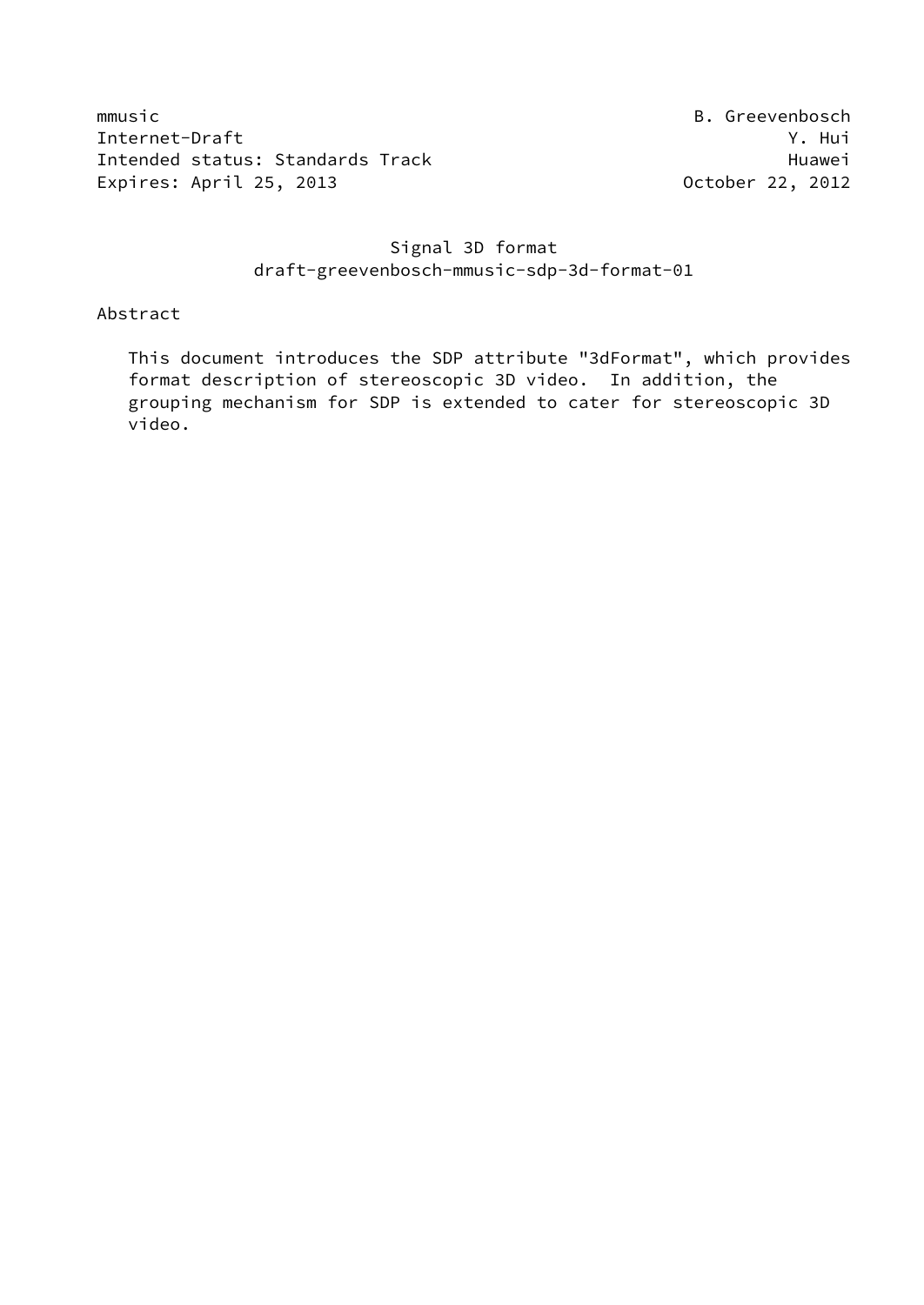mmusic B. Greevenbosch
Internet-Draft Y. Hui
Intended status: Standards Track Huawei
Expires: April 25, 2013 October 22, 2012

# Signal 3D format
draft-greevenbosch-mmusic-sdp-3d-format-01

## Abstract

This document introduces the SDP attribute "3dFormat", which provides format description of stereoscopic 3D video. In addition, the grouping mechanism for SDP is extended to cater for stereoscopic 3D video.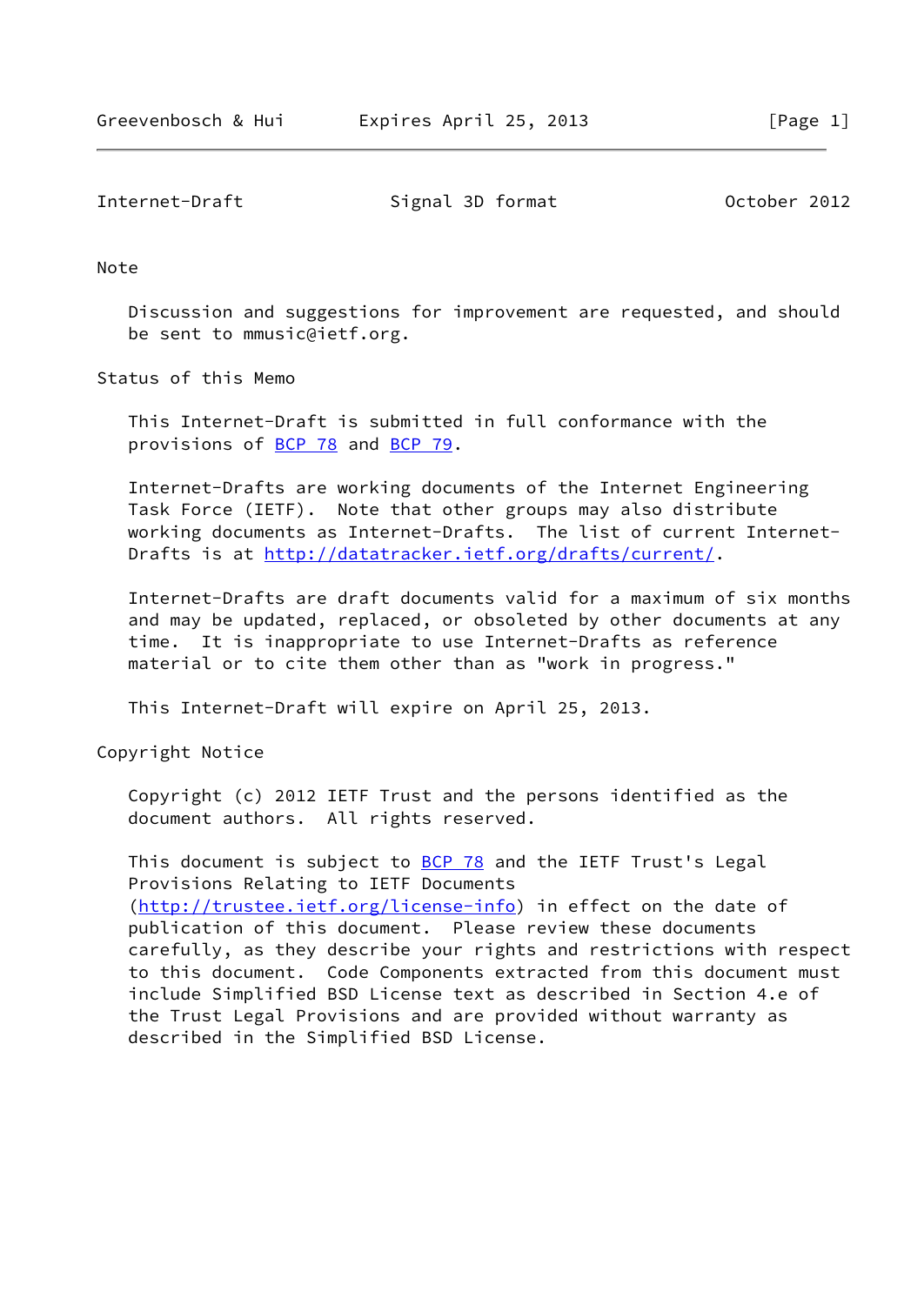## Note

Discussion and suggestions for improvement are requested, and should be sent to mmusic@ietf.org.

## Status of this Memo

This Internet-Draft is submitted in full conformance with the provisions of BCP 78 and BCP 79.

Internet-Drafts are working documents of the Internet Engineering Task Force (IETF). Note that other groups may also distribute working documents as Internet-Drafts. The list of current Internet-Drafts is at http://datatracker.ietf.org/drafts/current/.

Internet-Drafts are draft documents valid for a maximum of six months and may be updated, replaced, or obsoleted by other documents at any time. It is inappropriate to use Internet-Drafts as reference material or to cite them other than as "work in progress."

This Internet-Draft will expire on April 25, 2013.

## Copyright Notice

Copyright (c) 2012 IETF Trust and the persons identified as the document authors. All rights reserved.

This document is subject to BCP 78 and the IETF Trust's Legal Provisions Relating to IETF Documents (http://trustee.ietf.org/license-info) in effect on the date of publication of this document. Please review these documents carefully, as they describe your rights and restrictions with respect to this document. Code Components extracted from this document must include Simplified BSD License text as described in Section 4.e of the Trust Legal Provisions and are provided without warranty as described in the Simplified BSD License.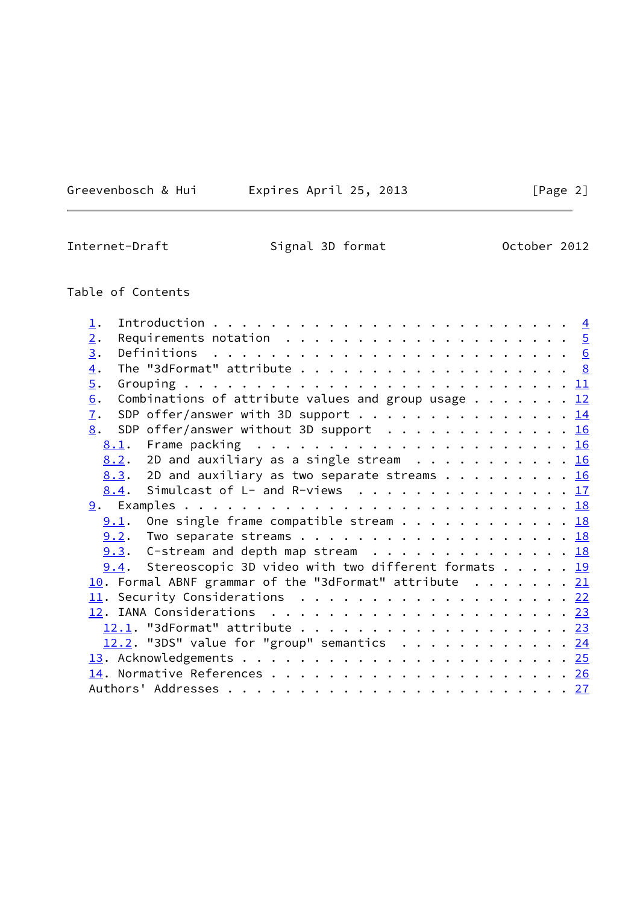## Table of Contents

- 1. Introduction . . . . . . . . . . . . . . . . . . . . . . . . . 4
- 2. Requirements notation . . . . . . . . . . . . . . . . . . . . 5
- 3. Definitions . . . . . . . . . . . . . . . . . . . . . . . . . 6
- 4. The "3dFormat" attribute . . . . . . . . . . . . . . . . . . 8
- 5. Grouping . . . . . . . . . . . . . . . . . . . . . . . . . . 11
- 6. Combinations of attribute values and group usage . . . . . . . 12
- 7. SDP offer/answer with 3D support . . . . . . . . . . . . . . 14
- 8. SDP offer/answer without 3D support . . . . . . . . . . . . . 16
  - 8.1. Frame packing . . . . . . . . . . . . . . . . . . . . . . 16
  - 8.2. 2D and auxiliary as a single stream . . . . . . . . . . . 16
  - 8.3. 2D and auxiliary as two separate streams . . . . . . . . . 16
  - 8.4. Simulcast of L- and R-views . . . . . . . . . . . . . . . 17
- 9. Examples . . . . . . . . . . . . . . . . . . . . . . . . . . 18
  - 9.1. One single frame compatible stream . . . . . . . . . . . . 18
  - 9.2. Two separate streams . . . . . . . . . . . . . . . . . . . 18
  - 9.3. C-stream and depth map stream . . . . . . . . . . . . . . 18
  - 9.4. Stereoscopic 3D video with two different formats . . . . . 19
- 10. Formal ABNF grammar of the "3dFormat" attribute . . . . . . . 21
- 11. Security Considerations . . . . . . . . . . . . . . . . . . . 22
- 12. IANA Considerations . . . . . . . . . . . . . . . . . . . . . 23
  - 12.1. "3dFormat" attribute . . . . . . . . . . . . . . . . . . . 23
  - 12.2. "3DS" value for "group" semantics . . . . . . . . . . . . 24
- 13. Acknowledgements . . . . . . . . . . . . . . . . . . . . . . . 25
- 14. Normative References . . . . . . . . . . . . . . . . . . . . . 26
- Authors' Addresses . . . . . . . . . . . . . . . . . . . . . . . . 27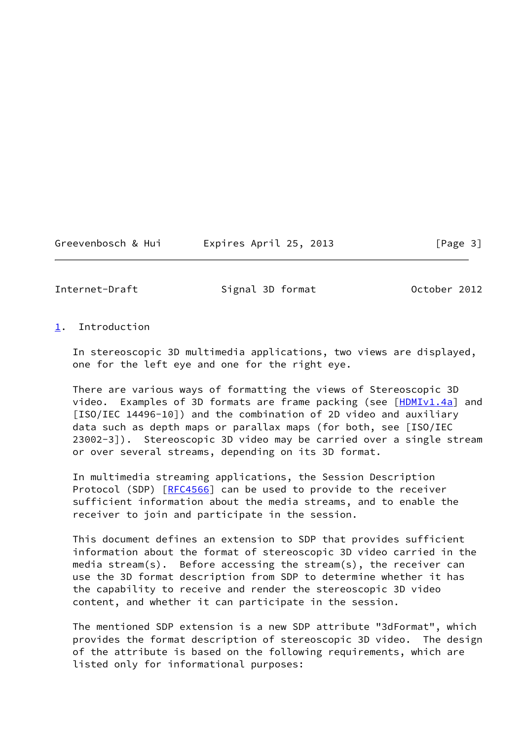## 1. Introduction

In stereoscopic 3D multimedia applications, two views are displayed, one for the left eye and one for the right eye.

There are various ways of formatting the views of Stereoscopic 3D video. Examples of 3D formats are frame packing (see [HDMIv1.4a] and [ISO/IEC 14496-10]) and the combination of 2D video and auxiliary data such as depth maps or parallax maps (for both, see [ISO/IEC 23002-3]). Stereoscopic 3D video may be carried over a single stream or over several streams, depending on its 3D format.

In multimedia streaming applications, the Session Description Protocol (SDP) [RFC4566] can be used to provide to the receiver sufficient information about the media streams, and to enable the receiver to join and participate in the session.

This document defines an extension to SDP that provides sufficient information about the format of stereoscopic 3D video carried in the media stream(s). Before accessing the stream(s), the receiver can use the 3D format description from SDP to determine whether it has the capability to receive and render the stereoscopic 3D video content, and whether it can participate in the session.

The mentioned SDP extension is a new SDP attribute "3dFormat", which provides the format description of stereoscopic 3D video. The design of the attribute is based on the following requirements, which are listed only for informational purposes: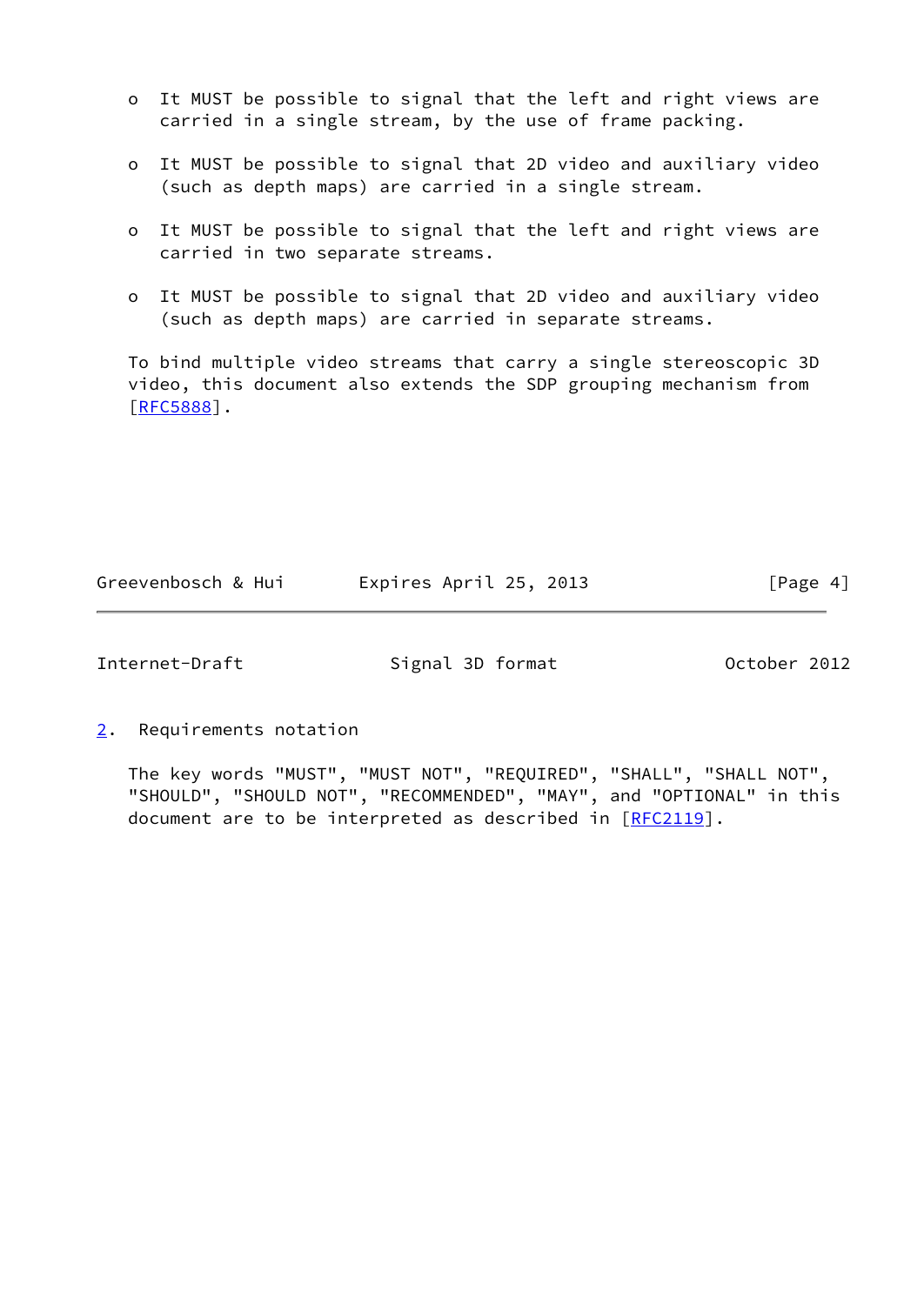- It MUST be possible to signal that the left and right views are carried in a single stream, by the use of frame packing.

- It MUST be possible to signal that 2D video and auxiliary video (such as depth maps) are carried in a single stream.

- It MUST be possible to signal that the left and right views are carried in two separate streams.

- It MUST be possible to signal that 2D video and auxiliary video (such as depth maps) are carried in separate streams.

To bind multiple video streams that carry a single stereoscopic 3D video, this document also extends the SDP grouping mechanism from [RFC5888].

## 2. Requirements notation

The key words "MUST", "MUST NOT", "REQUIRED", "SHALL", "SHALL NOT", "SHOULD", "SHOULD NOT", "RECOMMENDED", "MAY", and "OPTIONAL" in this document are to be interpreted as described in [RFC2119].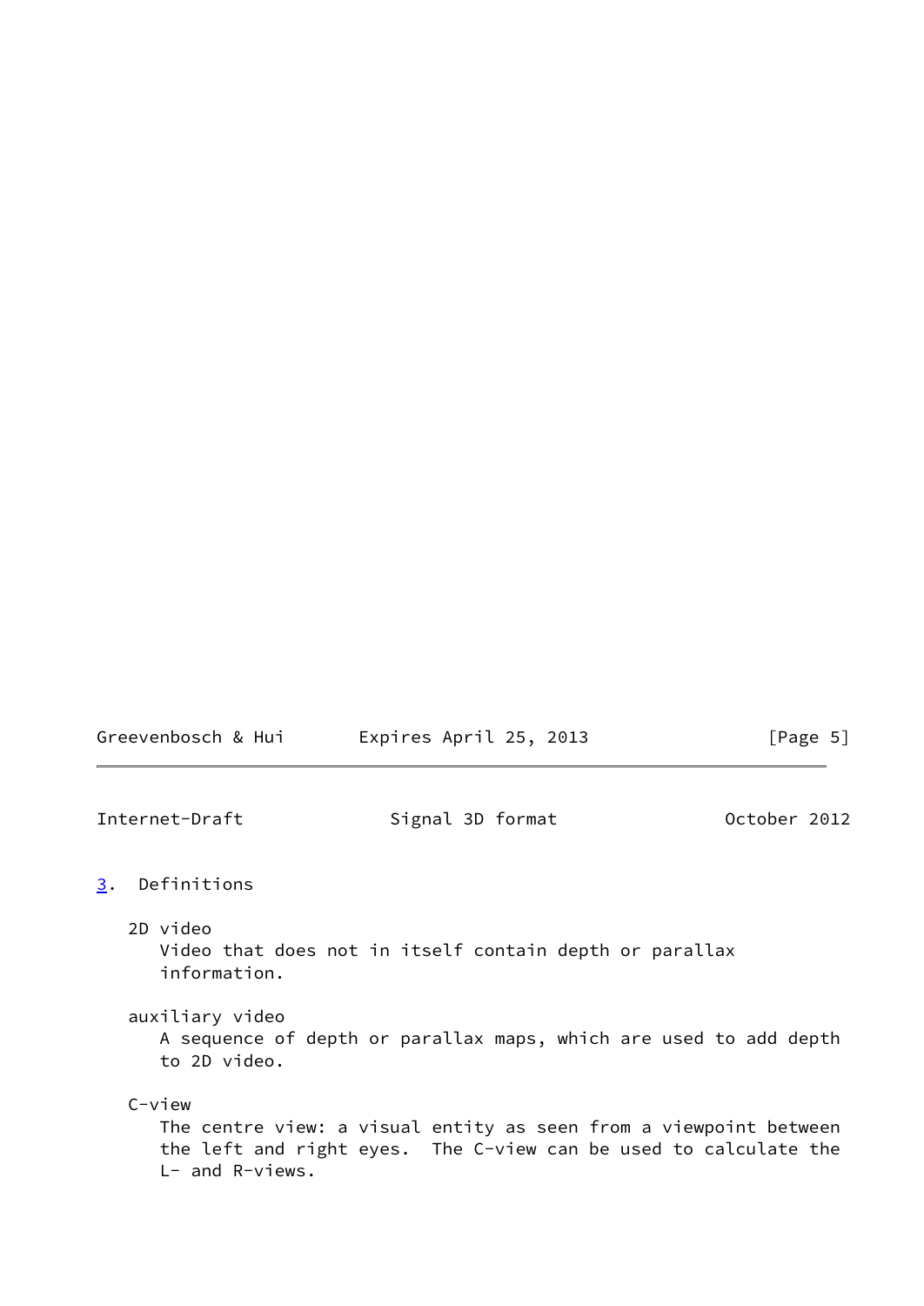## 3. Definitions

2D video
: Video that does not in itself contain depth or parallax information.

auxiliary video
: A sequence of depth or parallax maps, which are used to add depth to 2D video.

C-view
: The centre view: a visual entity as seen from a viewpoint between the left and right eyes. The C-view can be used to calculate the L- and R-views.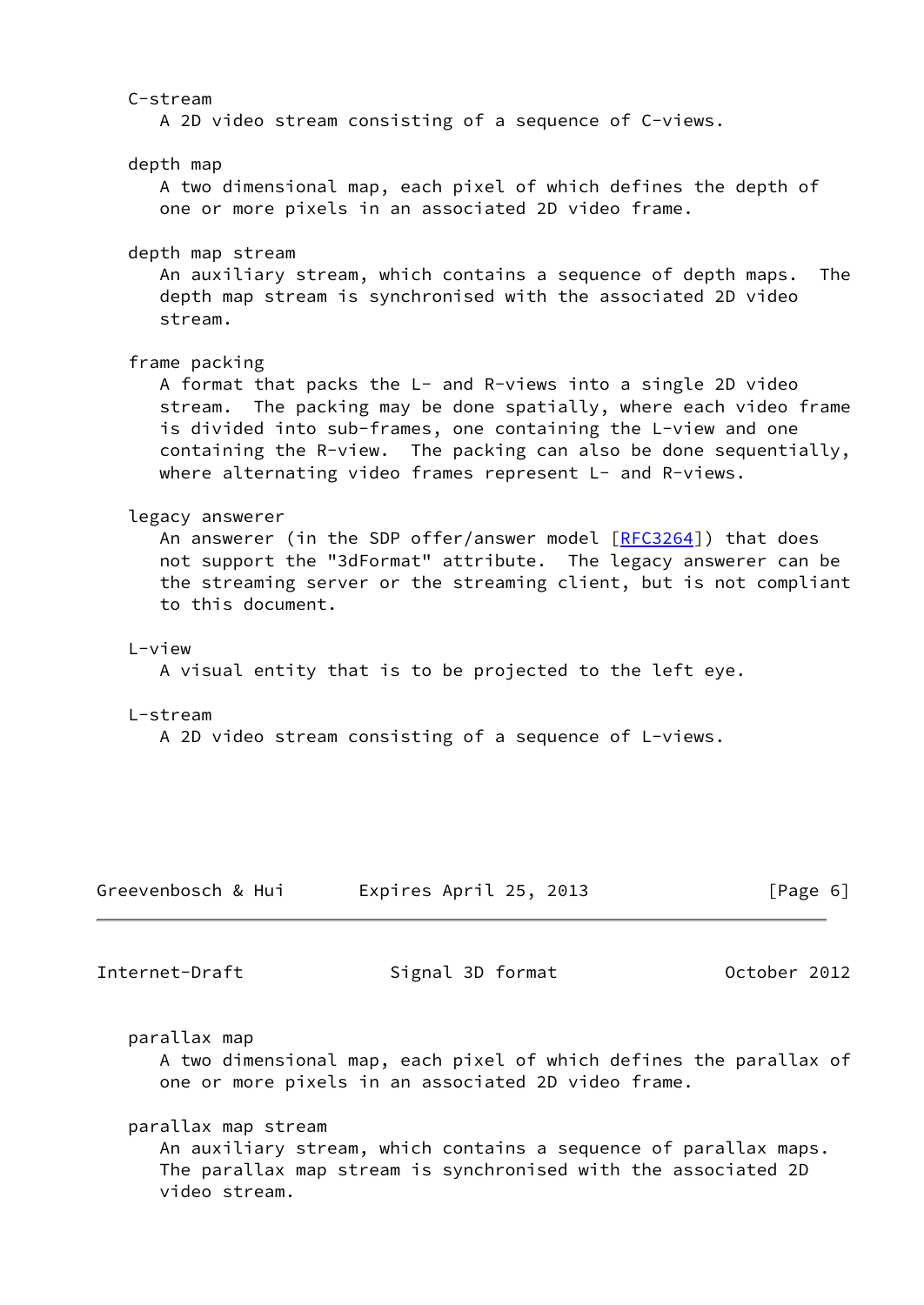C-stream

A 2D video stream consisting of a sequence of C-views.

depth map

A two dimensional map, each pixel of which defines the depth of one or more pixels in an associated 2D video frame.

depth map stream

An auxiliary stream, which contains a sequence of depth maps. The depth map stream is synchronised with the associated 2D video stream.

frame packing

A format that packs the L- and R-views into a single 2D video stream. The packing may be done spatially, where each video frame is divided into sub-frames, one containing the L-view and one containing the R-view. The packing can also be done sequentially, where alternating video frames represent L- and R-views.

legacy answerer

An answerer (in the SDP offer/answer model [RFC3264]) that does not support the "3dFormat" attribute. The legacy answerer can be the streaming server or the streaming client, but is not compliant to this document.

L-view

A visual entity that is to be projected to the left eye.

L-stream

A 2D video stream consisting of a sequence of L-views.

parallax map

A two dimensional map, each pixel of which defines the parallax of one or more pixels in an associated 2D video frame.

parallax map stream

An auxiliary stream, which contains a sequence of parallax maps. The parallax map stream is synchronised with the associated 2D video stream.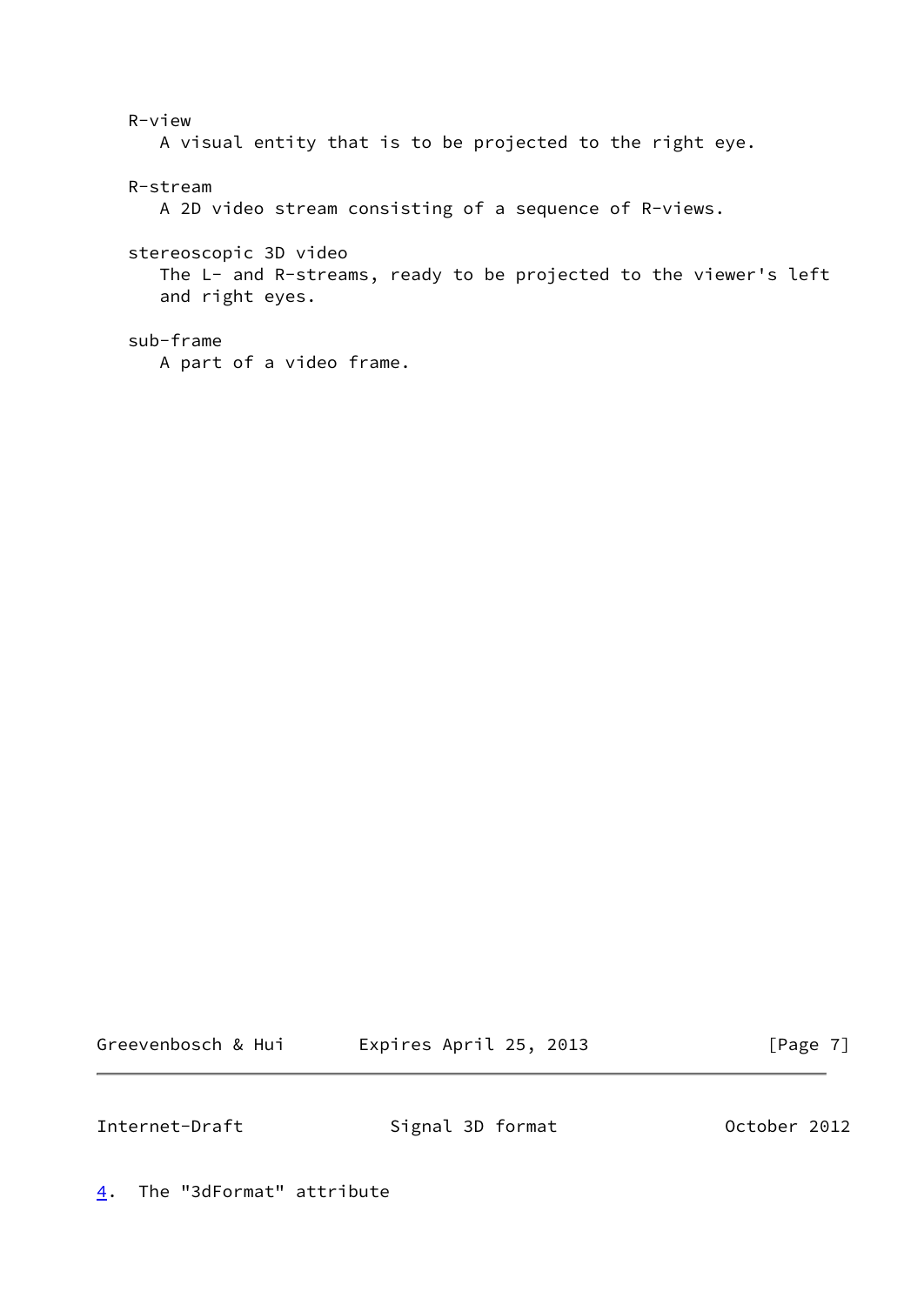R-view
   A visual entity that is to be projected to the right eye.

R-stream
   A 2D video stream consisting of a sequence of R-views.

stereoscopic 3D video
   The L- and R-streams, ready to be projected to the viewer's left and right eyes.

sub-frame
   A part of a video frame.

## 4. The "3dFormat" attribute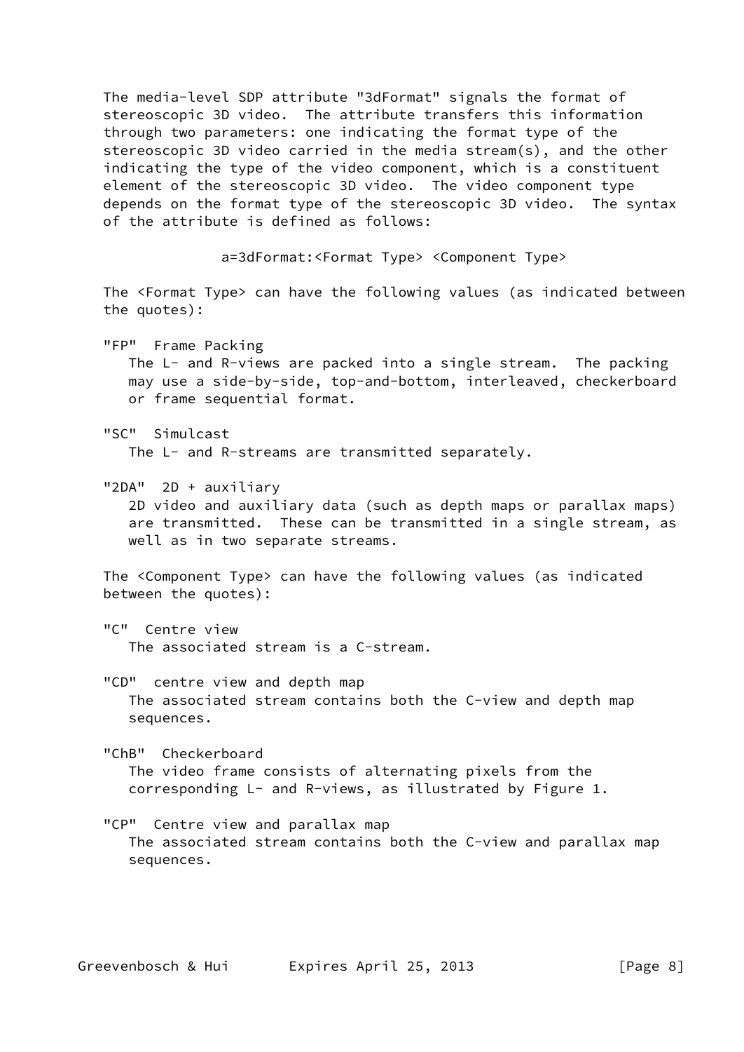The media-level SDP attribute "3dFormat" signals the format of stereoscopic 3D video. The attribute transfers this information through two parameters: one indicating the format type of the stereoscopic 3D video carried in the media stream(s), and the other indicating the type of the video component, which is a constituent element of the stereoscopic 3D video. The video component type depends on the format type of the stereoscopic 3D video. The syntax of the attribute is defined as follows:

```
a=3dFormat:<Format Type> <Component Type>
```

The <Format Type> can have the following values (as indicated between the quotes):

"FP" Frame Packing
The L- and R-views are packed into a single stream. The packing may use a side-by-side, top-and-bottom, interleaved, checkerboard or frame sequential format.

"SC" Simulcast
The L- and R-streams are transmitted separately.

"2DA" 2D + auxiliary
2D video and auxiliary data (such as depth maps or parallax maps) are transmitted. These can be transmitted in a single stream, as well as in two separate streams.

The <Component Type> can have the following values (as indicated between the quotes):

"C" Centre view
The associated stream is a C-stream.

"CD" centre view and depth map
The associated stream contains both the C-view and depth map sequences.

"ChB" Checkerboard
The video frame consists of alternating pixels from the corresponding L- and R-views, as illustrated by Figure 1.

"CP" Centre view and parallax map
The associated stream contains both the C-view and parallax map sequences.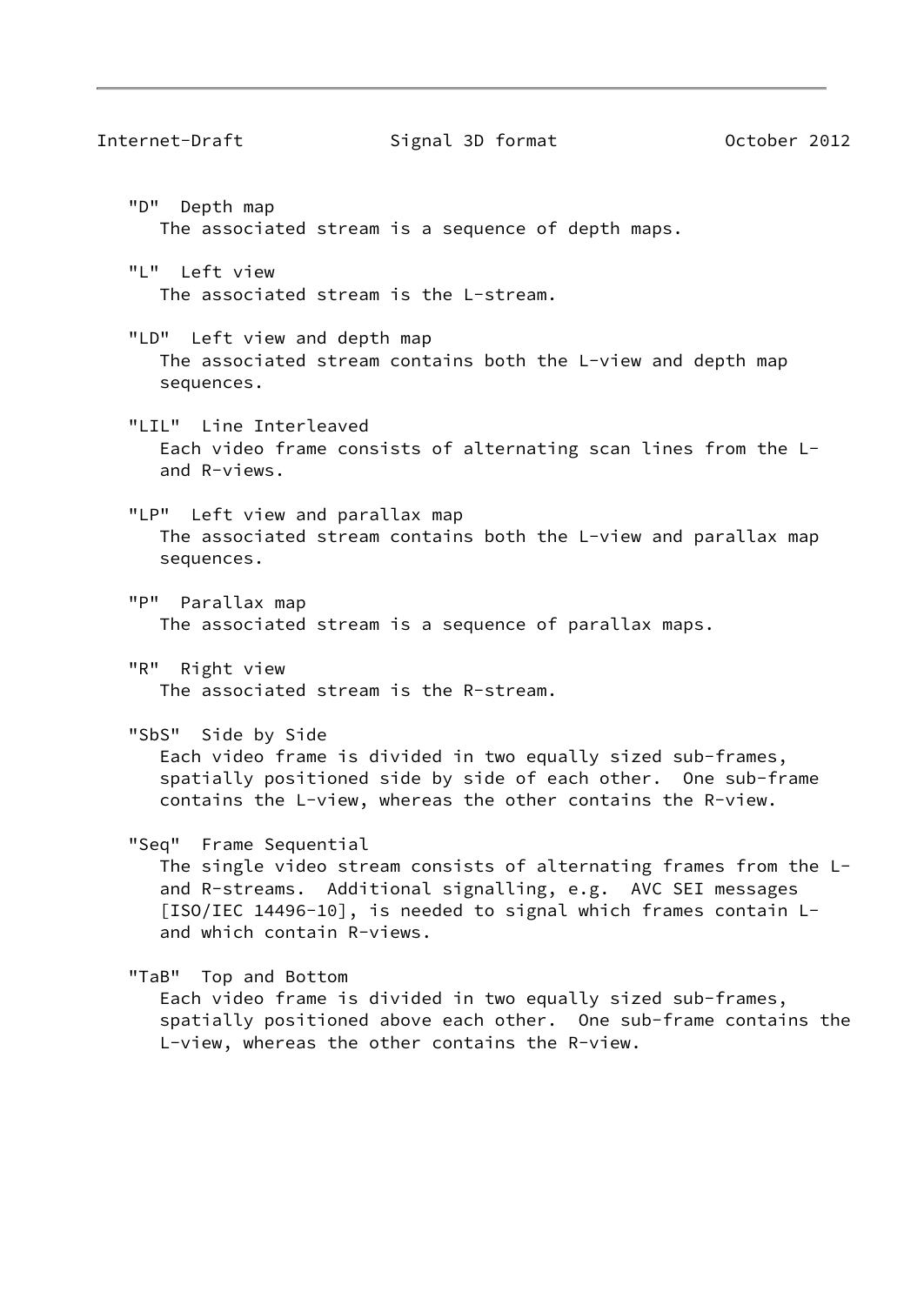"D"  Depth map
The associated stream is a sequence of depth maps.

"L"  Left view
The associated stream is the L-stream.

"LD"  Left view and depth map
The associated stream contains both the L-view and depth map sequences.

"LIL"  Line Interleaved
Each video frame consists of alternating scan lines from the L- and R-views.

"LP"  Left view and parallax map
The associated stream contains both the L-view and parallax map sequences.

"P"  Parallax map
The associated stream is a sequence of parallax maps.

"R"  Right view
The associated stream is the R-stream.

"SbS"  Side by Side
Each video frame is divided in two equally sized sub-frames, spatially positioned side by side of each other.  One sub-frame contains the L-view, whereas the other contains the R-view.

"Seq"  Frame Sequential
The single video stream consists of alternating frames from the L- and R-streams.  Additional signalling, e.g.  AVC SEI messages [ISO/IEC 14496-10], is needed to signal which frames contain L- and which contain R-views.

"TaB"  Top and Bottom
Each video frame is divided in two equally sized sub-frames, spatially positioned above each other.  One sub-frame contains the L-view, whereas the other contains the R-view.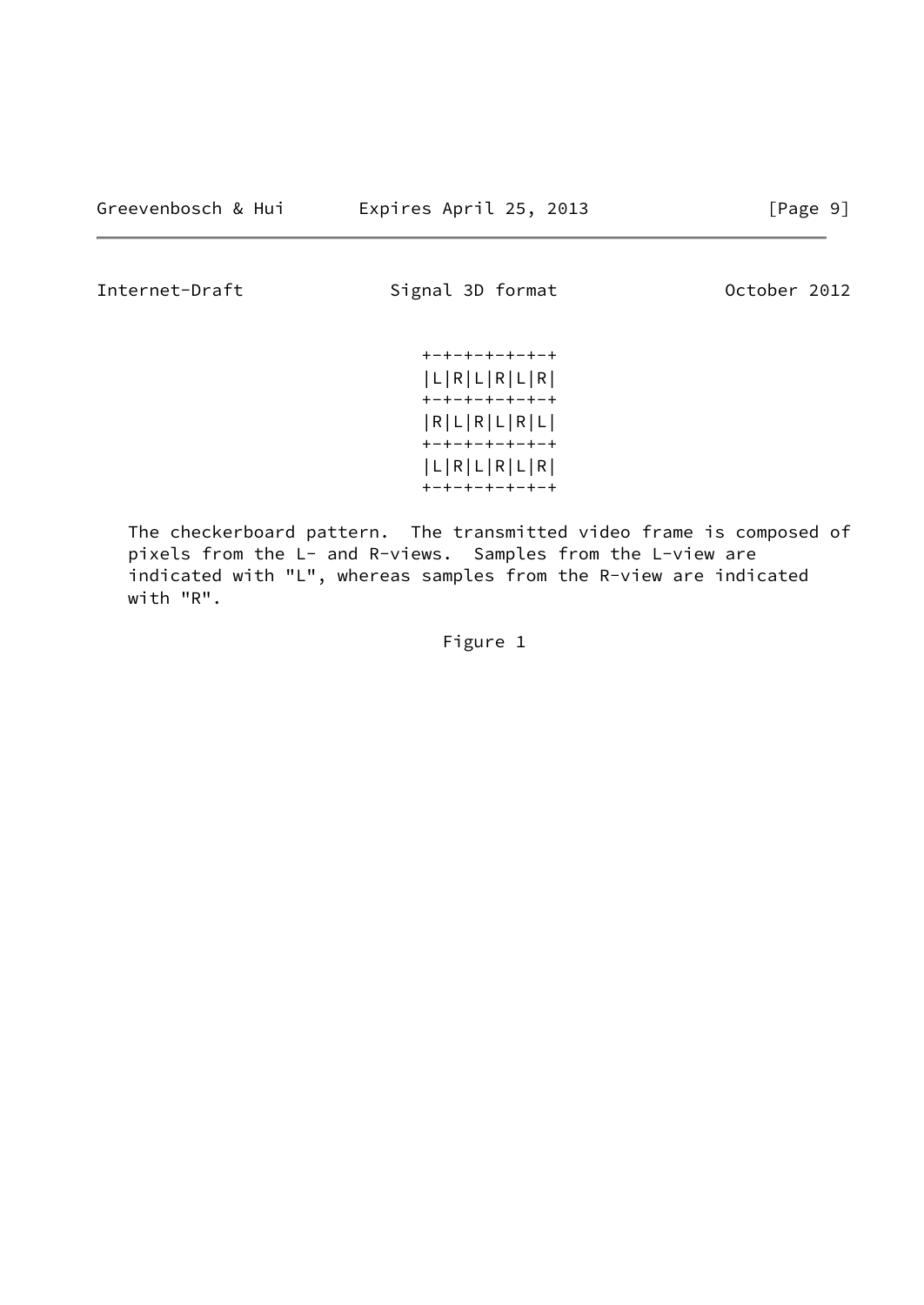```
+-+-+-+-+-+-+
|L|R|L|R|L|R|
+-+-+-+-+-+-+
|R|L|R|L|R|L|
+-+-+-+-+-+-+
|L|R|L|R|L|R|
+-+-+-+-+-+-+
```

The checkerboard pattern. The transmitted video frame is composed of pixels from the L- and R-views. Samples from the L-view are indicated with "L", whereas samples from the R-view are indicated with "R".

Figure 1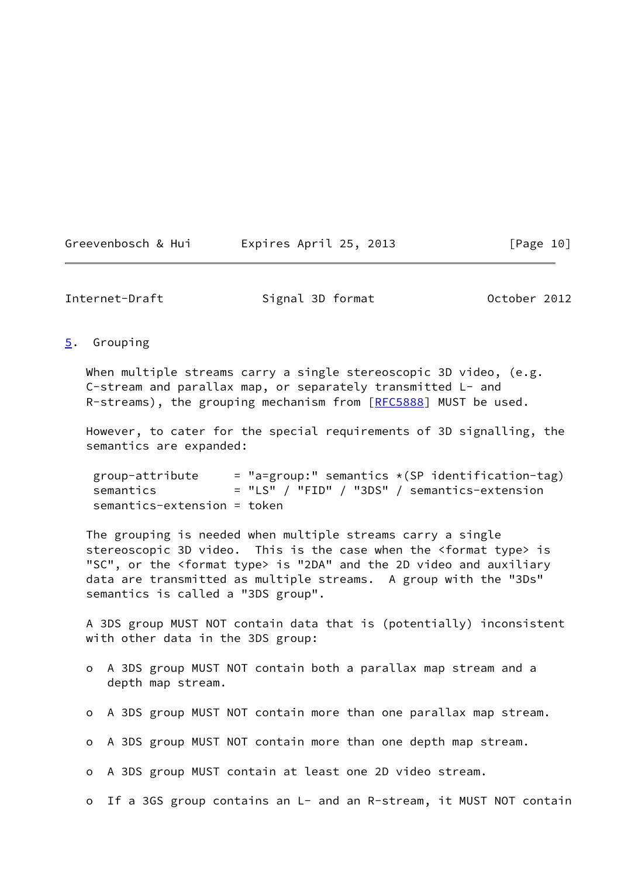## 5. Grouping

When multiple streams carry a single stereoscopic 3D video, (e.g. C-stream and parallax map, or separately transmitted L- and R-streams), the grouping mechanism from [RFC5888] MUST be used.

However, to cater for the special requirements of 3D signalling, the semantics are expanded:

```
 group-attribute     = "a=group:" semantics *(SP identification-tag)
 semantics           = "LS" / "FID" / "3DS" / semantics-extension
 semantics-extension = token
```

The grouping is needed when multiple streams carry a single stereoscopic 3D video. This is the case when the <format type> is "SC", or the <format type> is "2DA" and the 2D video and auxiliary data are transmitted as multiple streams. A group with the "3Ds" semantics is called a "3DS group".

A 3DS group MUST NOT contain data that is (potentially) inconsistent with other data in the 3DS group:

- A 3DS group MUST NOT contain both a parallax map stream and a depth map stream.
- A 3DS group MUST NOT contain more than one parallax map stream.
- A 3DS group MUST NOT contain more than one depth map stream.
- A 3DS group MUST contain at least one 2D video stream.
- If a 3GS group contains an L- and an R-stream, it MUST NOT contain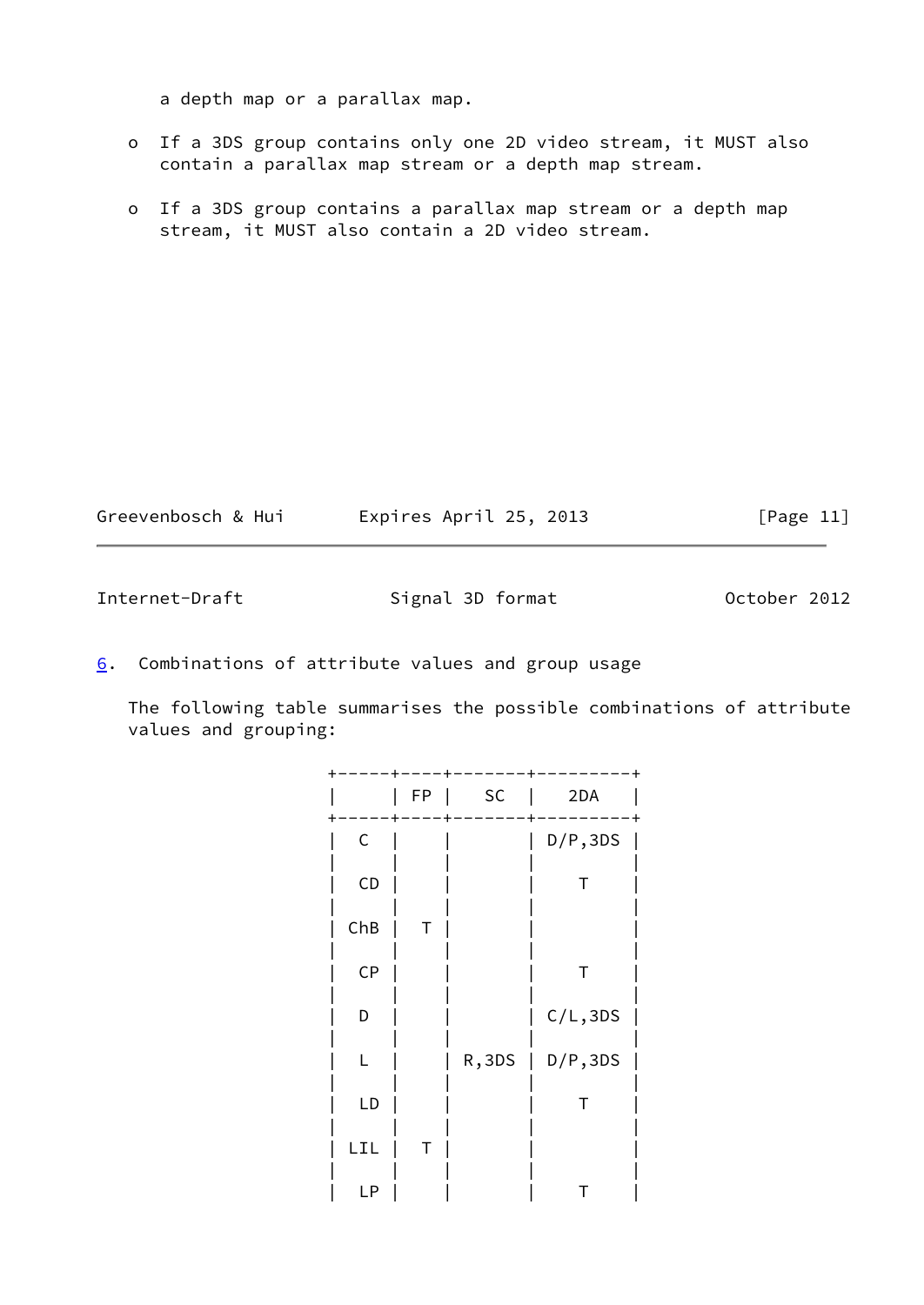a depth map or a parallax map.

- If a 3DS group contains only one 2D video stream, it MUST also contain a parallax map stream or a depth map stream.

- If a 3DS group contains a parallax map stream or a depth map stream, it MUST also contain a 2D video stream.

## 6. Combinations of attribute values and group usage

The following table summarises the possible combinations of attribute values and grouping:

| | FP | SC | 2DA |
|---|---|---|---|
| C | | | D/P,3DS |
| CD | | | T |
| ChB | T | | |
| CP | | | T |
| D | | | C/L,3DS |
| L | | R,3DS | D/P,3DS |
| LD | | | T |
| LIL | T | | |
| LP | | | T |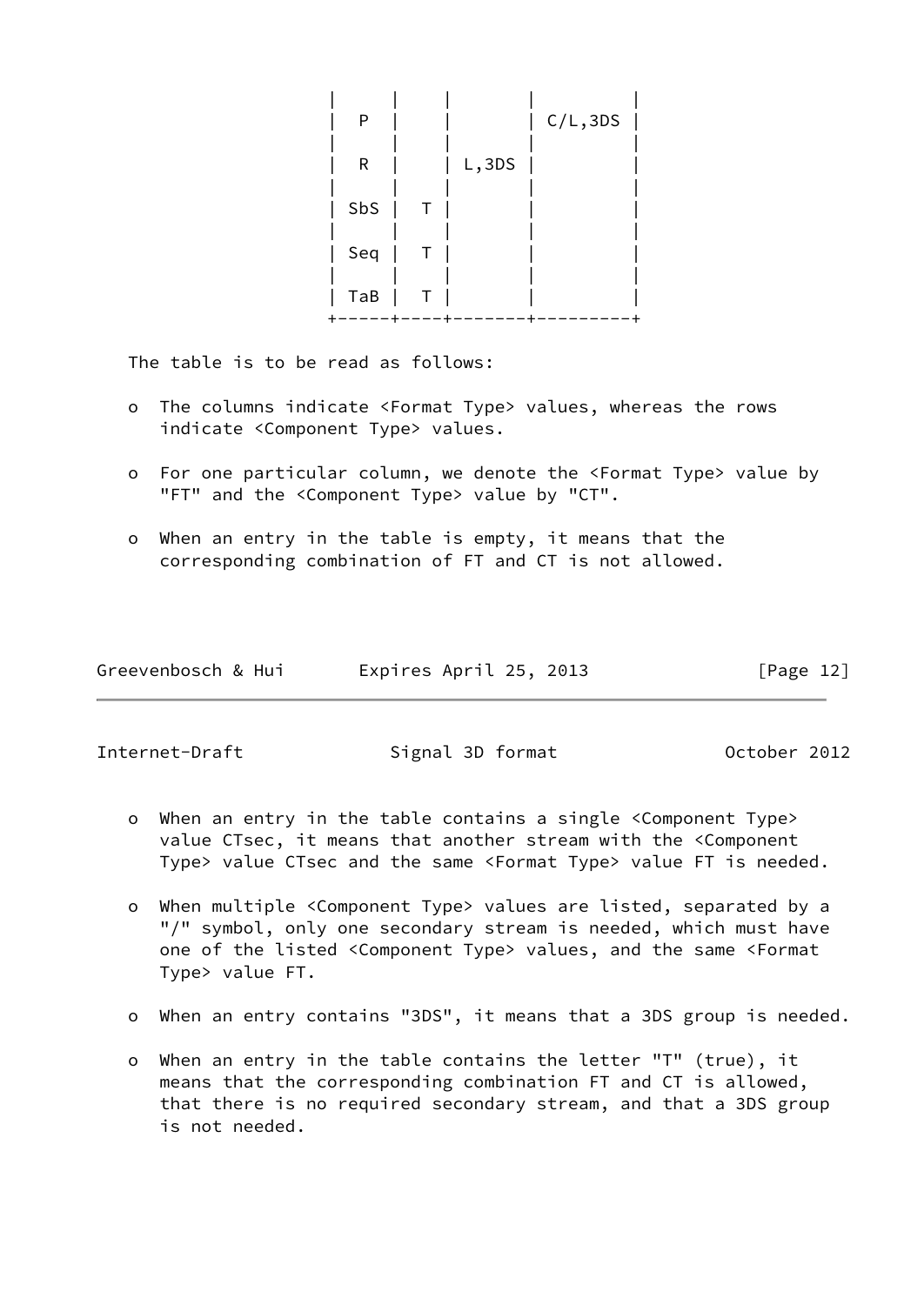|     |   |       |         |
|-----|---|-------|---------|
| P   |   |       | C/L,3DS |
| R   |   | L,3DS |         |
| SbS | T |       |         |
| Seq | T |       |         |
| TaB | T |       |         |

The table is to be read as follows:

- The columns indicate <Format Type> values, whereas the rows indicate <Component Type> values.

- For one particular column, we denote the <Format Type> value by "FT" and the <Component Type> value by "CT".

- When an entry in the table is empty, it means that the corresponding combination of FT and CT is not allowed.

- When an entry in the table contains a single <Component Type> value CTsec, it means that another stream with the <Component Type> value CTsec and the same <Format Type> value FT is needed.

- When multiple <Component Type> values are listed, separated by a "/" symbol, only one secondary stream is needed, which must have one of the listed <Component Type> values, and the same <Format Type> value FT.

- When an entry contains "3DS", it means that a 3DS group is needed.

- When an entry in the table contains the letter "T" (true), it means that the corresponding combination FT and CT is allowed, that there is no required secondary stream, and that a 3DS group is not needed.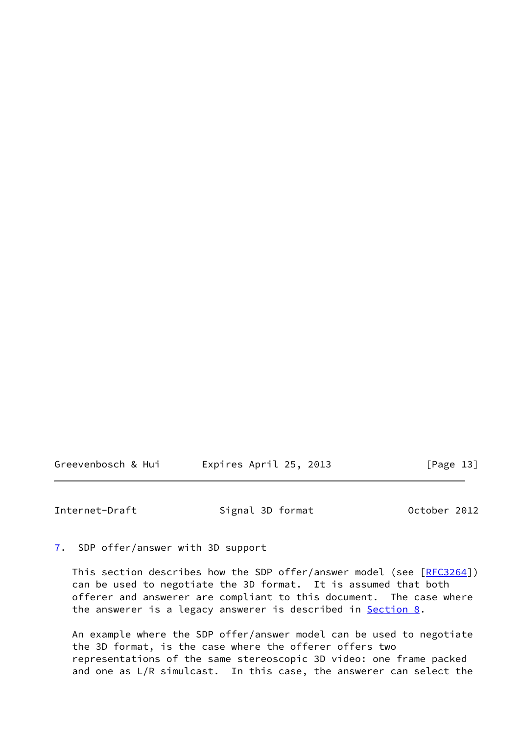## 7. SDP offer/answer with 3D support

This section describes how the SDP offer/answer model (see [RFC3264]) can be used to negotiate the 3D format. It is assumed that both offerer and answerer are compliant to this document. The case where the answerer is a legacy answerer is described in Section 8.

An example where the SDP offer/answer model can be used to negotiate the 3D format, is the case where the offerer offers two representations of the same stereoscopic 3D video: one frame packed and one as L/R simulcast. In this case, the answerer can select the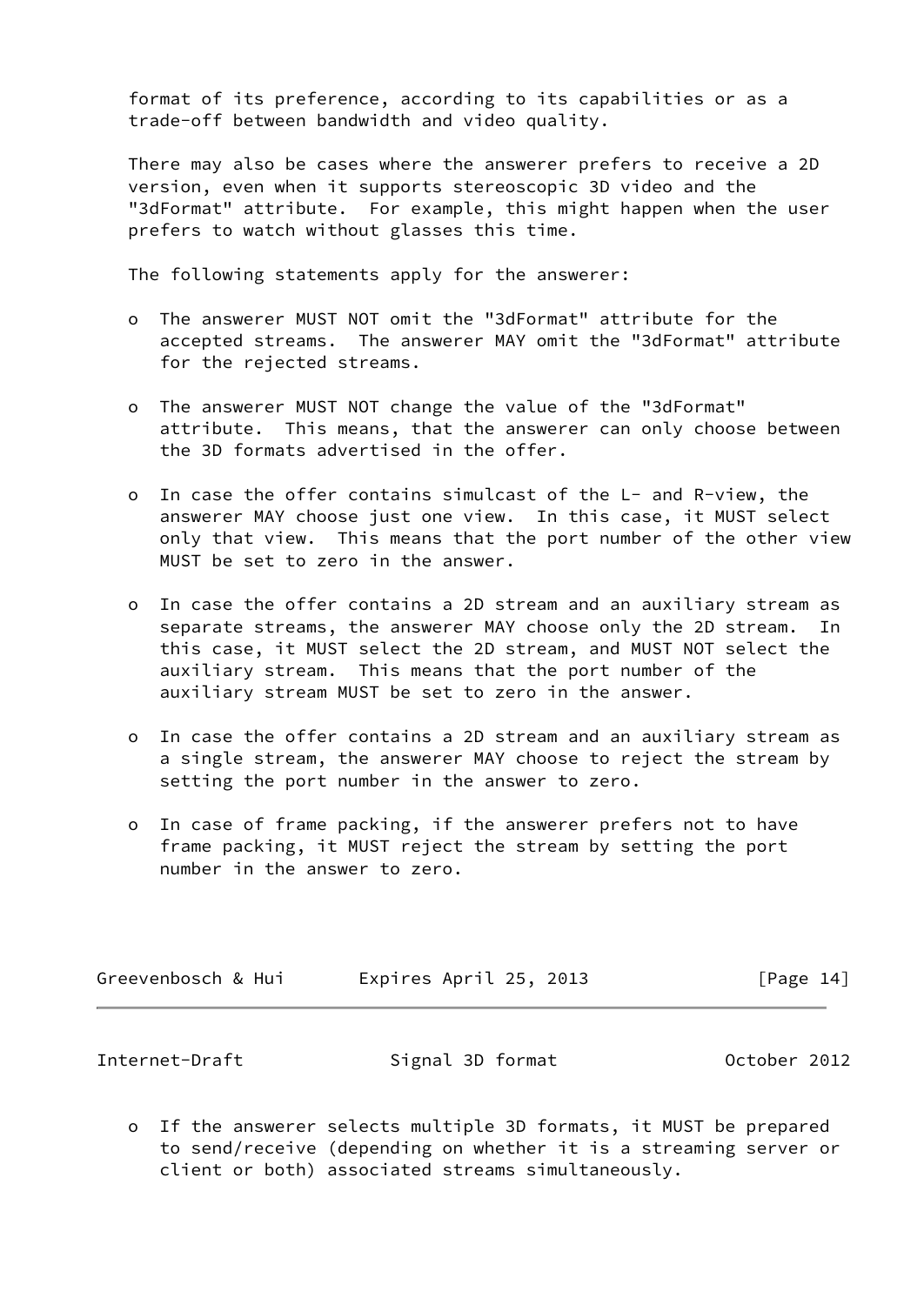format of its preference, according to its capabilities or as a trade-off between bandwidth and video quality.

There may also be cases where the answerer prefers to receive a 2D version, even when it supports stereoscopic 3D video and the "3dFormat" attribute. For example, this might happen when the user prefers to watch without glasses this time.

The following statements apply for the answerer:

- The answerer MUST NOT omit the "3dFormat" attribute for the accepted streams. The answerer MAY omit the "3dFormat" attribute for the rejected streams.

- The answerer MUST NOT change the value of the "3dFormat" attribute. This means, that the answerer can only choose between the 3D formats advertised in the offer.

- In case the offer contains simulcast of the L- and R-view, the answerer MAY choose just one view. In this case, it MUST select only that view. This means that the port number of the other view MUST be set to zero in the answer.

- In case the offer contains a 2D stream and an auxiliary stream as separate streams, the answerer MAY choose only the 2D stream. In this case, it MUST select the 2D stream, and MUST NOT select the auxiliary stream. This means that the port number of the auxiliary stream MUST be set to zero in the answer.

- In case the offer contains a 2D stream and an auxiliary stream as a single stream, the answerer MAY choose to reject the stream by setting the port number in the answer to zero.

- In case of frame packing, if the answerer prefers not to have frame packing, it MUST reject the stream by setting the port number in the answer to zero.

- If the answerer selects multiple 3D formats, it MUST be prepared to send/receive (depending on whether it is a streaming server or client or both) associated streams simultaneously.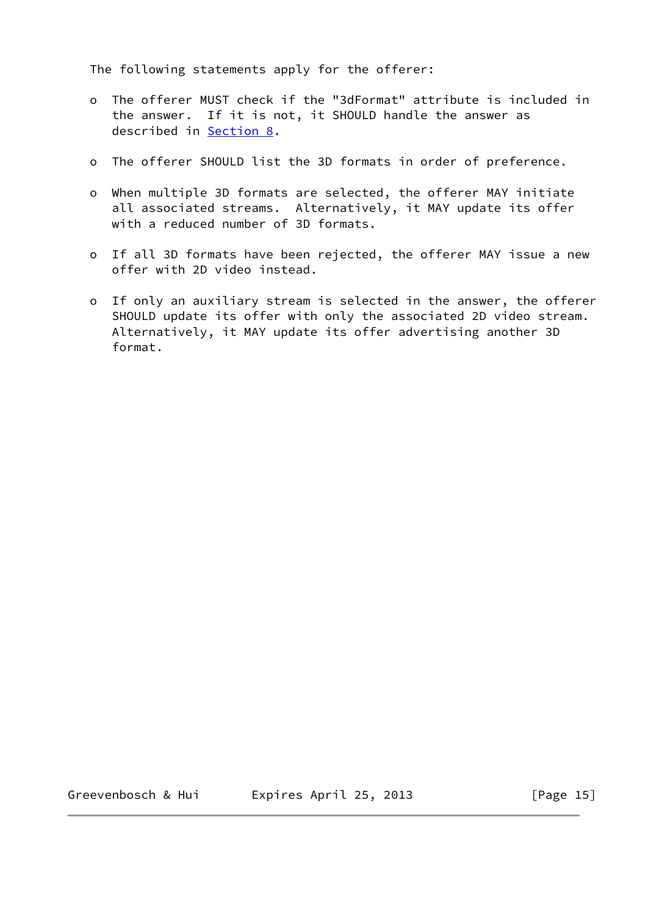The following statements apply for the offerer:

- The offerer MUST check if the "3dFormat" attribute is included in the answer. If it is not, it SHOULD handle the answer as described in Section 8.

- The offerer SHOULD list the 3D formats in order of preference.

- When multiple 3D formats are selected, the offerer MAY initiate all associated streams. Alternatively, it MAY update its offer with a reduced number of 3D formats.

- If all 3D formats have been rejected, the offerer MAY issue a new offer with 2D video instead.

- If only an auxiliary stream is selected in the answer, the offerer SHOULD update its offer with only the associated 2D video stream. Alternatively, it MAY update its offer advertising another 3D format.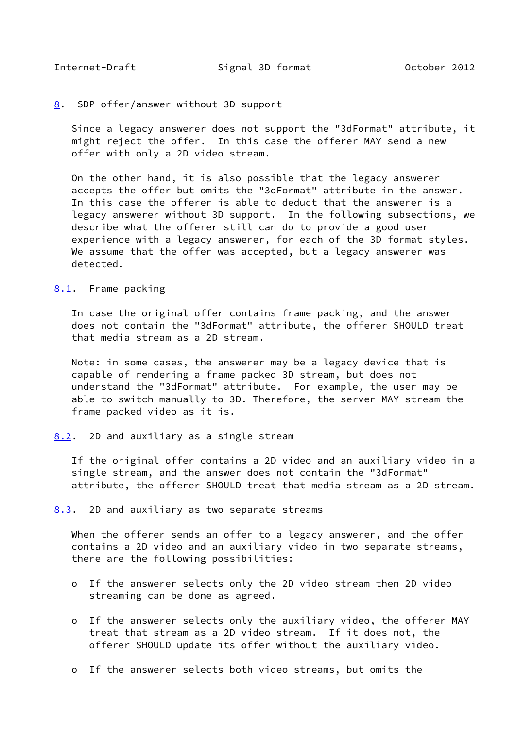## 8. SDP offer/answer without 3D support

Since a legacy answerer does not support the "3dFormat" attribute, it might reject the offer. In this case the offerer MAY send a new offer with only a 2D video stream.

On the other hand, it is also possible that the legacy answerer accepts the offer but omits the "3dFormat" attribute in the answer. In this case the offerer is able to deduct that the answerer is a legacy answerer without 3D support. In the following subsections, we describe what the offerer still can do to provide a good user experience with a legacy answerer, for each of the 3D format styles. We assume that the offer was accepted, but a legacy answerer was detected.

### 8.1. Frame packing

In case the original offer contains frame packing, and the answer does not contain the "3dFormat" attribute, the offerer SHOULD treat that media stream as a 2D stream.

Note: in some cases, the answerer may be a legacy device that is capable of rendering a frame packed 3D stream, but does not understand the "3dFormat" attribute. For example, the user may be able to switch manually to 3D. Therefore, the server MAY stream the frame packed video as it is.

### 8.2. 2D and auxiliary as a single stream

If the original offer contains a 2D video and an auxiliary video in a single stream, and the answer does not contain the "3dFormat" attribute, the offerer SHOULD treat that media stream as a 2D stream.

### 8.3. 2D and auxiliary as two separate streams

When the offerer sends an offer to a legacy answerer, and the offer contains a 2D video and an auxiliary video in two separate streams, there are the following possibilities:

- If the answerer selects only the 2D video stream then 2D video streaming can be done as agreed.

- If the answerer selects only the auxiliary video, the offerer MAY treat that stream as a 2D video stream. If it does not, the offerer SHOULD update its offer without the auxiliary video.

- If the answerer selects both video streams, but omits the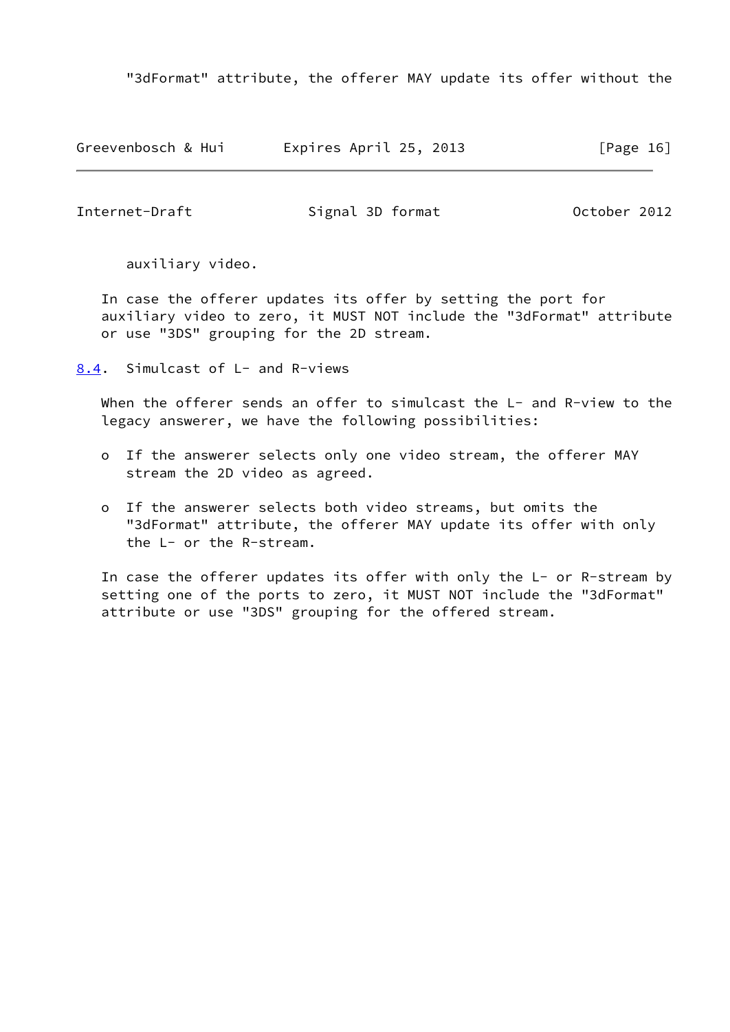"3dFormat" attribute, the offerer MAY update its offer without the auxiliary video.

In case the offerer updates its offer by setting the port for auxiliary video to zero, it MUST NOT include the "3dFormat" attribute or use "3DS" grouping for the 2D stream.

### 8.4. Simulcast of L- and R-views

When the offerer sends an offer to simulcast the L- and R-view to the legacy answerer, we have the following possibilities:

- If the answerer selects only one video stream, the offerer MAY stream the 2D video as agreed.
- If the answerer selects both video streams, but omits the "3dFormat" attribute, the offerer MAY update its offer with only the L- or the R-stream.

In case the offerer updates its offer with only the L- or R-stream by setting one of the ports to zero, it MUST NOT include the "3dFormat" attribute or use "3DS" grouping for the offered stream.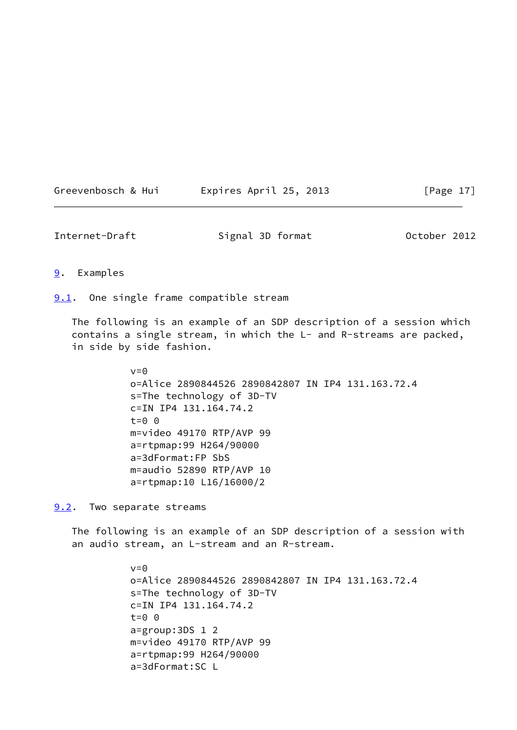## 9. Examples

### 9.1. One single frame compatible stream

The following is an example of an SDP description of a session which contains a single stream, in which the L- and R-streams are packed, in side by side fashion.

```
v=0
o=Alice 2890844526 2890842807 IN IP4 131.163.72.4
s=The technology of 3D-TV
c=IN IP4 131.164.74.2
t=0 0
m=video 49170 RTP/AVP 99
a=rtpmap:99 H264/90000
a=3dFormat:FP SbS
m=audio 52890 RTP/AVP 10
a=rtpmap:10 L16/16000/2
```

### 9.2. Two separate streams

The following is an example of an SDP description of a session with an audio stream, an L-stream and an R-stream.

```
v=0
o=Alice 2890844526 2890842807 IN IP4 131.163.72.4
s=The technology of 3D-TV
c=IN IP4 131.164.74.2
t=0 0
a=group:3DS 1 2
m=video 49170 RTP/AVP 99
a=rtpmap:99 H264/90000
a=3dFormat:SC L
```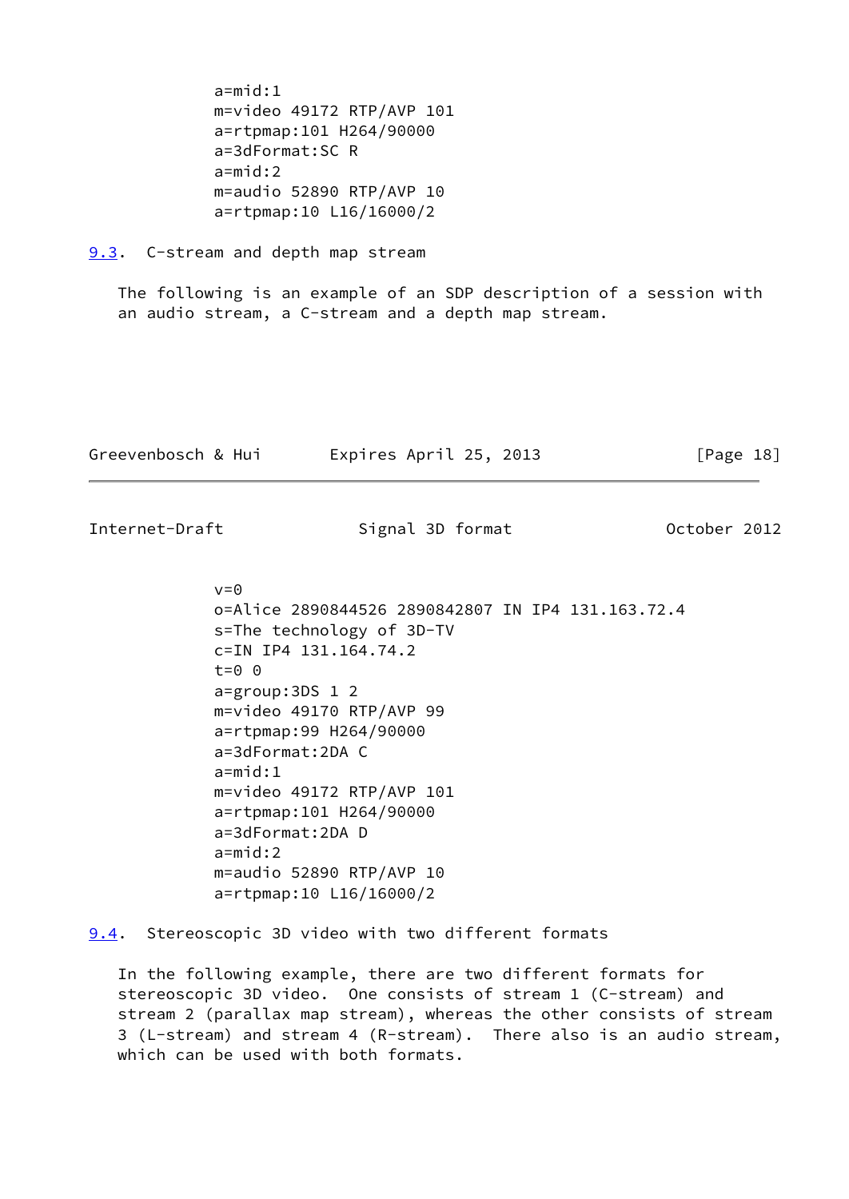```
a=mid:1
m=video 49172 RTP/AVP 101
a=rtpmap:101 H264/90000
a=3dFormat:SC R
a=mid:2
m=audio 52890 RTP/AVP 10
a=rtpmap:10 L16/16000/2
```

### 9.3. C-stream and depth map stream

The following is an example of an SDP description of a session with an audio stream, a C-stream and a depth map stream.

```
v=0
o=Alice 2890844526 2890842807 IN IP4 131.163.72.4
s=The technology of 3D-TV
c=IN IP4 131.164.74.2
t=0 0
a=group:3DS 1 2
m=video 49170 RTP/AVP 99
a=rtpmap:99 H264/90000
a=3dFormat:2DA C
a=mid:1
m=video 49172 RTP/AVP 101
a=rtpmap:101 H264/90000
a=3dFormat:2DA D
a=mid:2
m=audio 52890 RTP/AVP 10
a=rtpmap:10 L16/16000/2
```

### 9.4. Stereoscopic 3D video with two different formats

In the following example, there are two different formats for stereoscopic 3D video. One consists of stream 1 (C-stream) and stream 2 (parallax map stream), whereas the other consists of stream 3 (L-stream) and stream 4 (R-stream). There also is an audio stream, which can be used with both formats.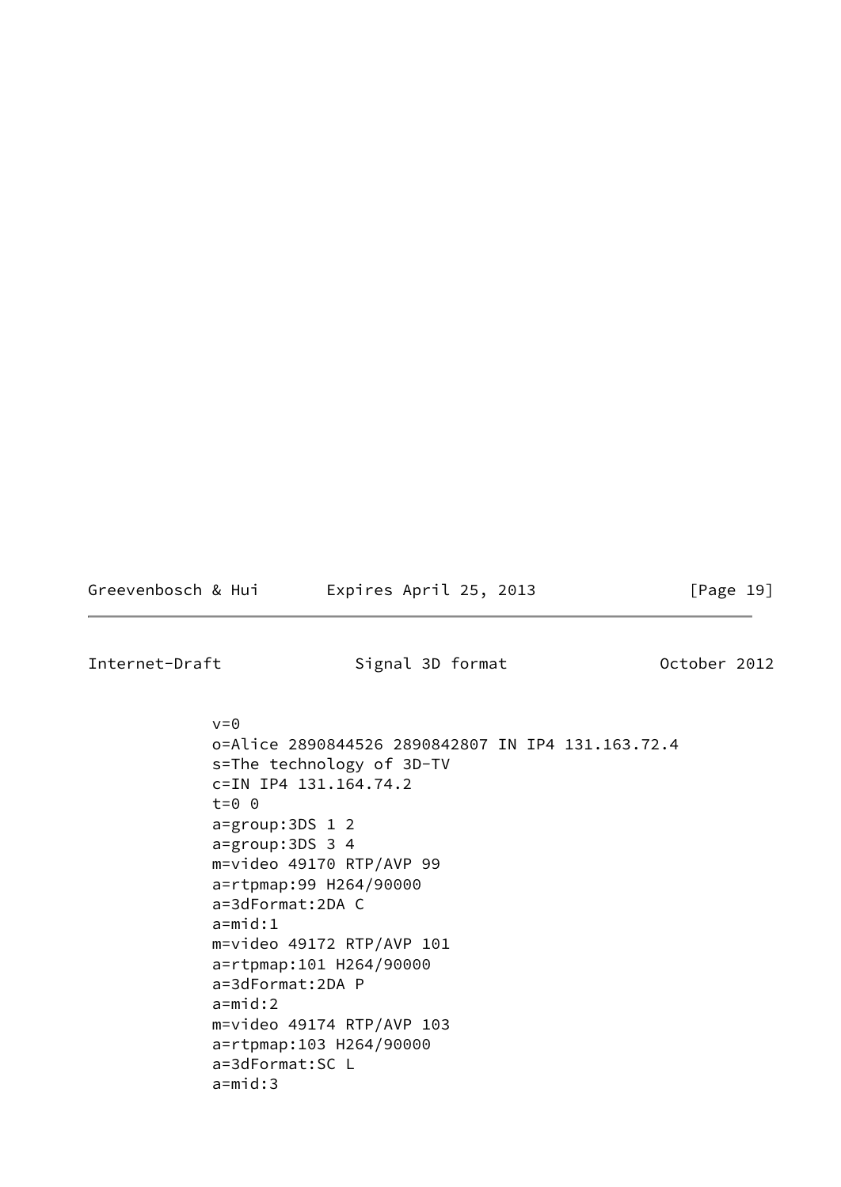```
v=0
o=Alice 2890844526 2890842807 IN IP4 131.163.72.4
s=The technology of 3D-TV
c=IN IP4 131.164.74.2
t=0 0
a=group:3DS 1 2
a=group:3DS 3 4
m=video 49170 RTP/AVP 99
a=rtpmap:99 H264/90000
a=3dFormat:2DA C
a=mid:1
m=video 49172 RTP/AVP 101
a=rtpmap:101 H264/90000
a=3dFormat:2DA P
a=mid:2
m=video 49174 RTP/AVP 103
a=rtpmap:103 H264/90000
a=3dFormat:SC L
a=mid:3
```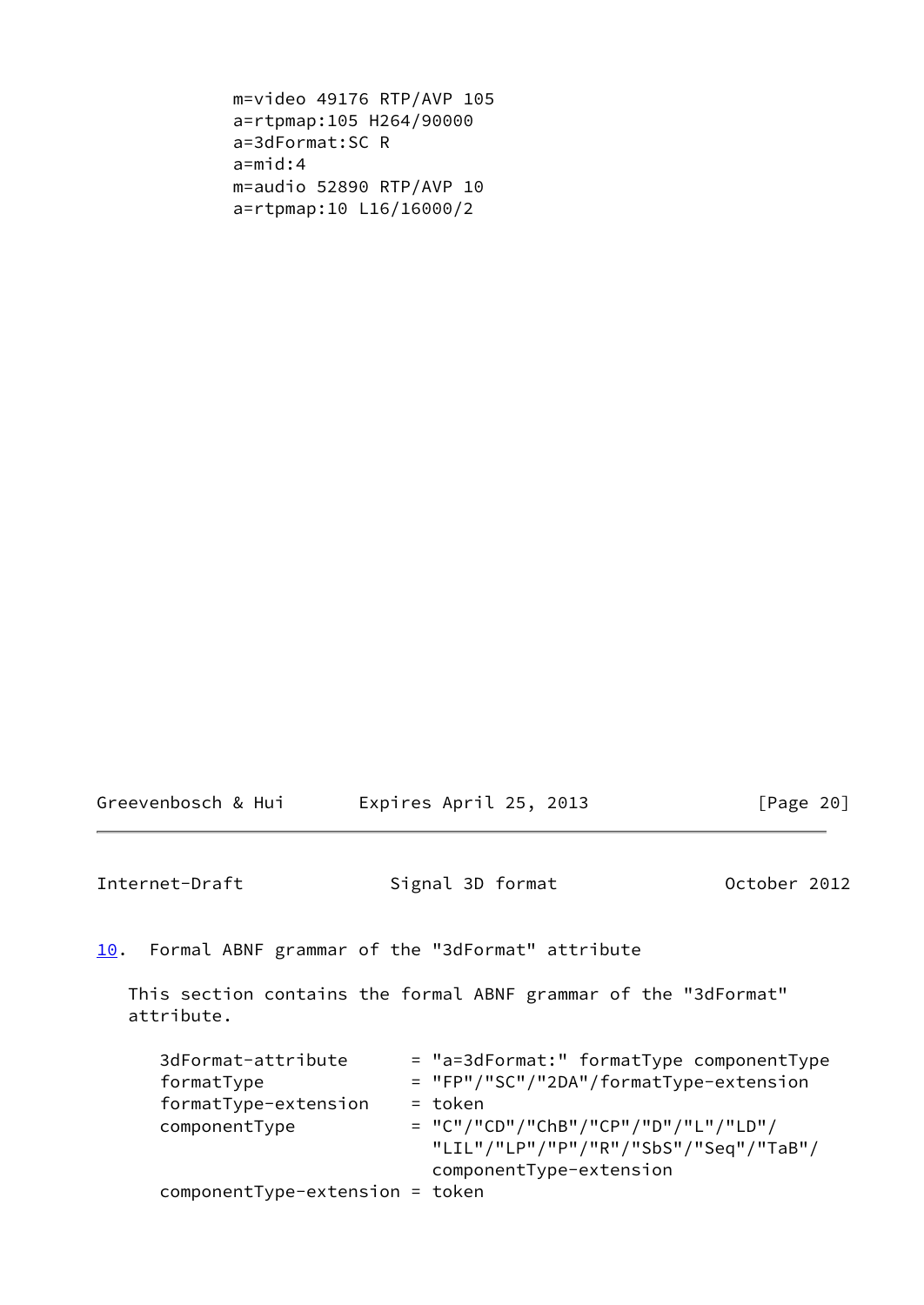```
m=video 49176 RTP/AVP 105
a=rtpmap:105 H264/90000
a=3dFormat:SC R
a=mid:4
m=audio 52890 RTP/AVP 10
a=rtpmap:10 L16/16000/2
```

## 10. Formal ABNF grammar of the "3dFormat" attribute

This section contains the formal ABNF grammar of the "3dFormat" attribute.

```
3dFormat-attribute      = "a=3dFormat:" formatType componentType
formatType              = "FP"/"SC"/"2DA"/formatType-extension
formatType-extension    = token
componentType           = "C"/"CD"/"ChB"/"CP"/"D"/"L"/"LD"/
                          "LIL"/"LP"/"P"/"R"/"SbS"/"Seq"/"TaB"/
                          componentType-extension
componentType-extension = token
```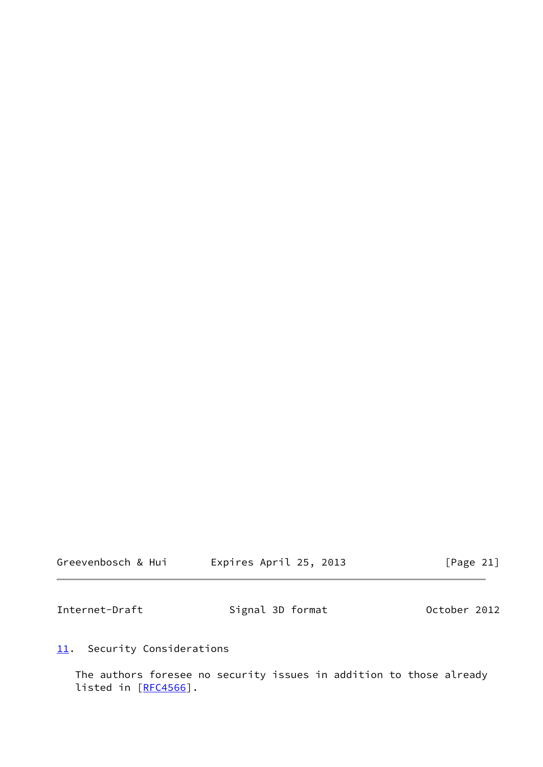## 11. Security Considerations

The authors foresee no security issues in addition to those already listed in [RFC4566].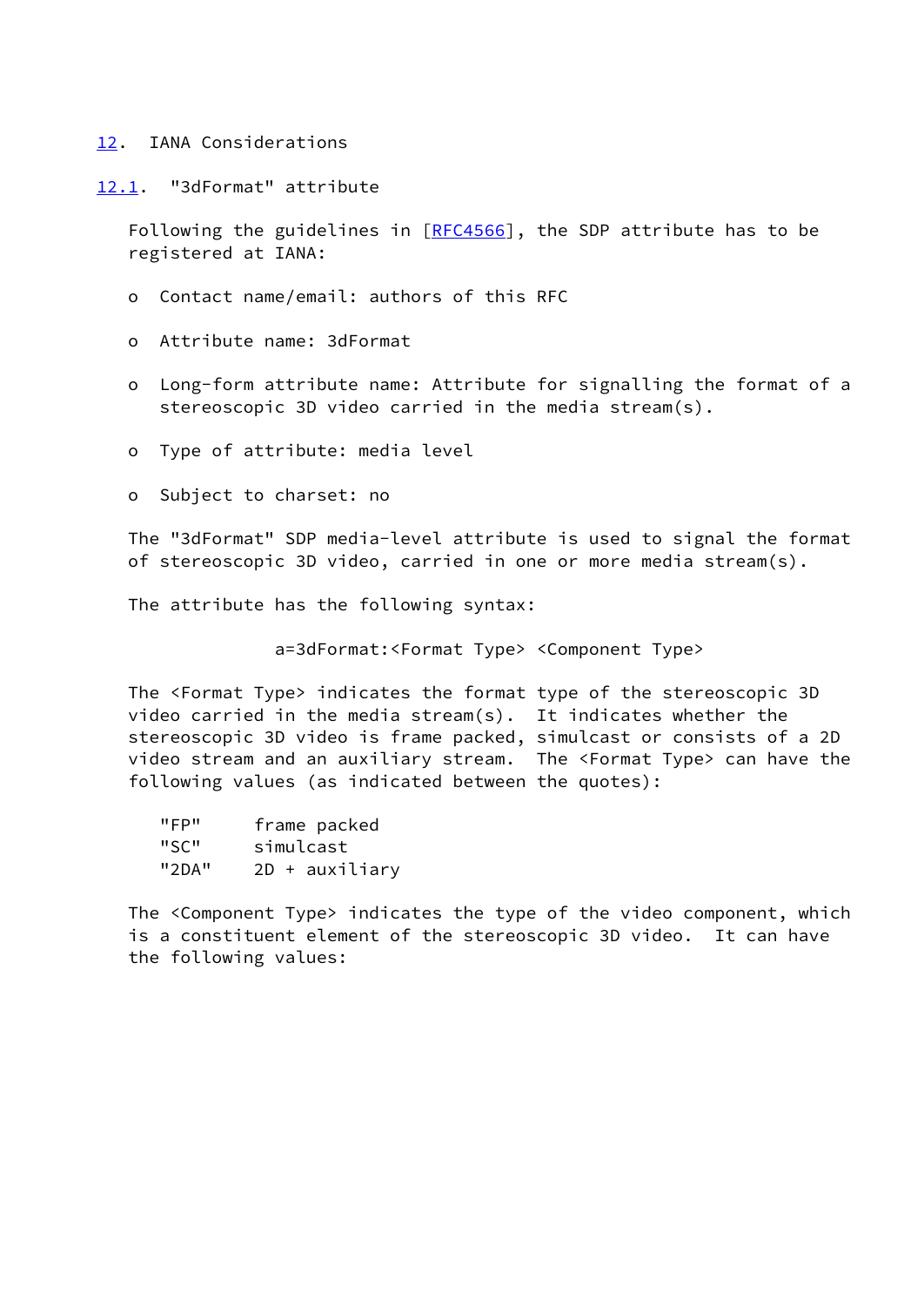# 12. IANA Considerations

## 12.1. "3dFormat" attribute

Following the guidelines in [RFC4566], the SDP attribute has to be registered at IANA:

- Contact name/email: authors of this RFC
- Attribute name: 3dFormat
- Long-form attribute name: Attribute for signalling the format of a stereoscopic 3D video carried in the media stream(s).
- Type of attribute: media level
- Subject to charset: no

The "3dFormat" SDP media-level attribute is used to signal the format of stereoscopic 3D video, carried in one or more media stream(s).

The attribute has the following syntax:

```
a=3dFormat:<Format Type> <Component Type>
```

The <Format Type> indicates the format type of the stereoscopic 3D video carried in the media stream(s). It indicates whether the stereoscopic 3D video is frame packed, simulcast or consists of a 2D video stream and an auxiliary stream. The <Format Type> can have the following values (as indicated between the quotes):

```
"FP"     frame packed
"SC"     simulcast
"2DA"    2D + auxiliary
```

The <Component Type> indicates the type of the video component, which is a constituent element of the stereoscopic 3D video. It can have the following values: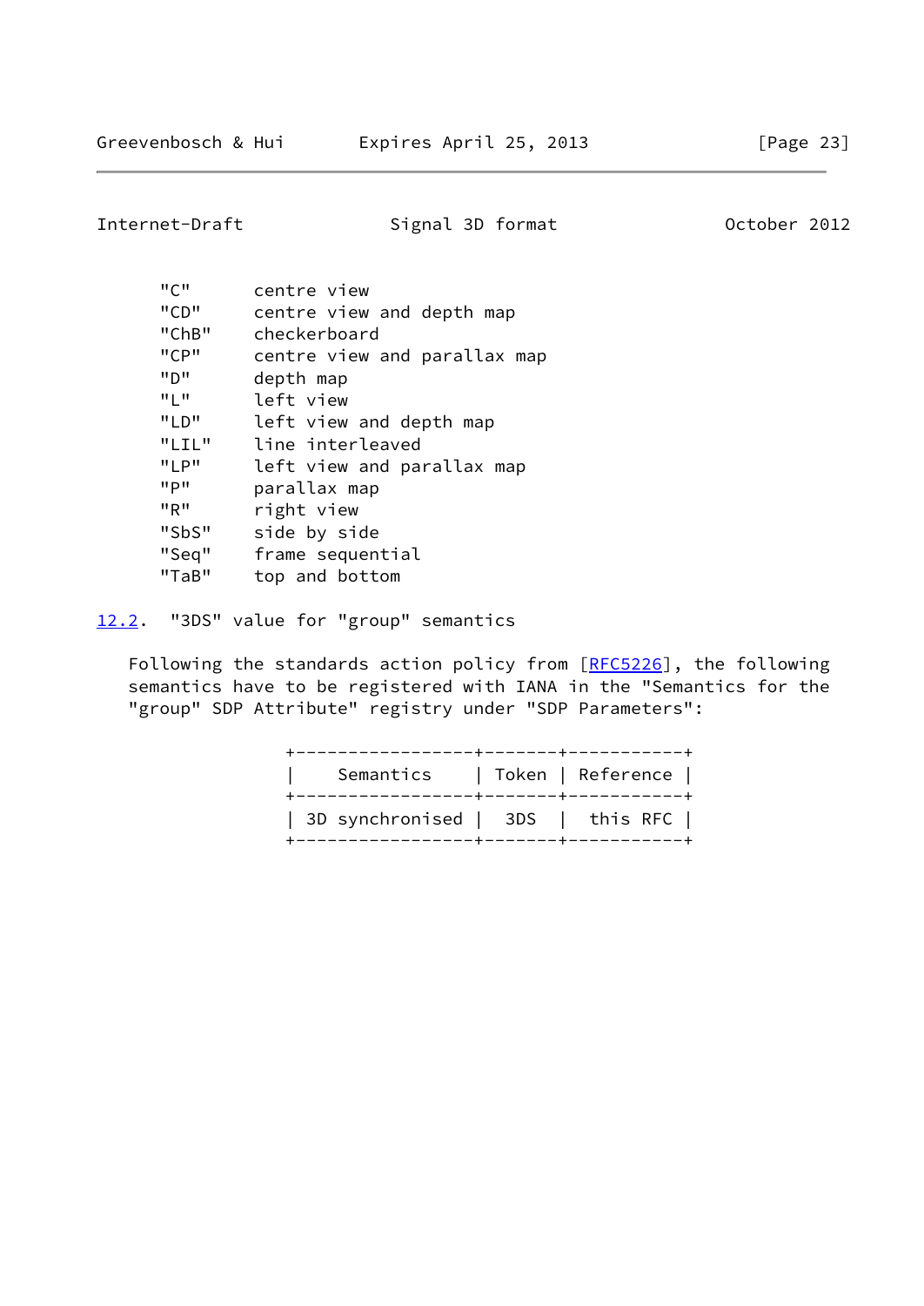```
"C"      centre view
"CD"     centre view and depth map
"ChB"    checkerboard
"CP"     centre view and parallax map
"D"      depth map
"L"      left view
"LD"     left view and depth map
"LIL"    line interleaved
"LP"     left view and parallax map
"P"      parallax map
"R"      right view
"SbS"    side by side
"Seq"    frame sequential
"TaB"    top and bottom
```

### 12.2. "3DS" value for "group" semantics

Following the standards action policy from [RFC5226], the following semantics have to be registered with IANA in the "Semantics for the "group" SDP Attribute" registry under "SDP Parameters":

| Semantics | Token | Reference |
| --- | --- | --- |
| 3D synchronised | 3DS | this RFC |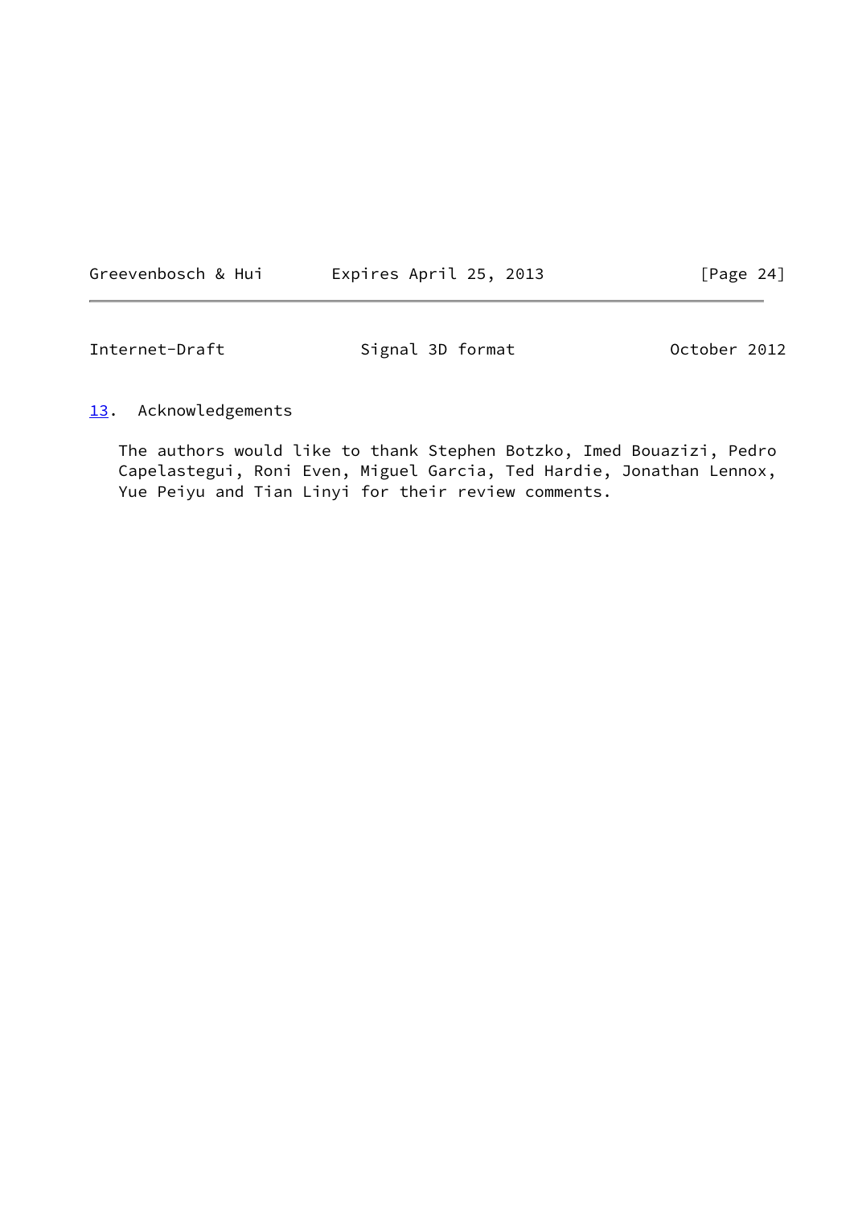## 13. Acknowledgements

The authors would like to thank Stephen Botzko, Imed Bouazizi, Pedro Capelastegui, Roni Even, Miguel Garcia, Ted Hardie, Jonathan Lennox, Yue Peiyu and Tian Linyi for their review comments.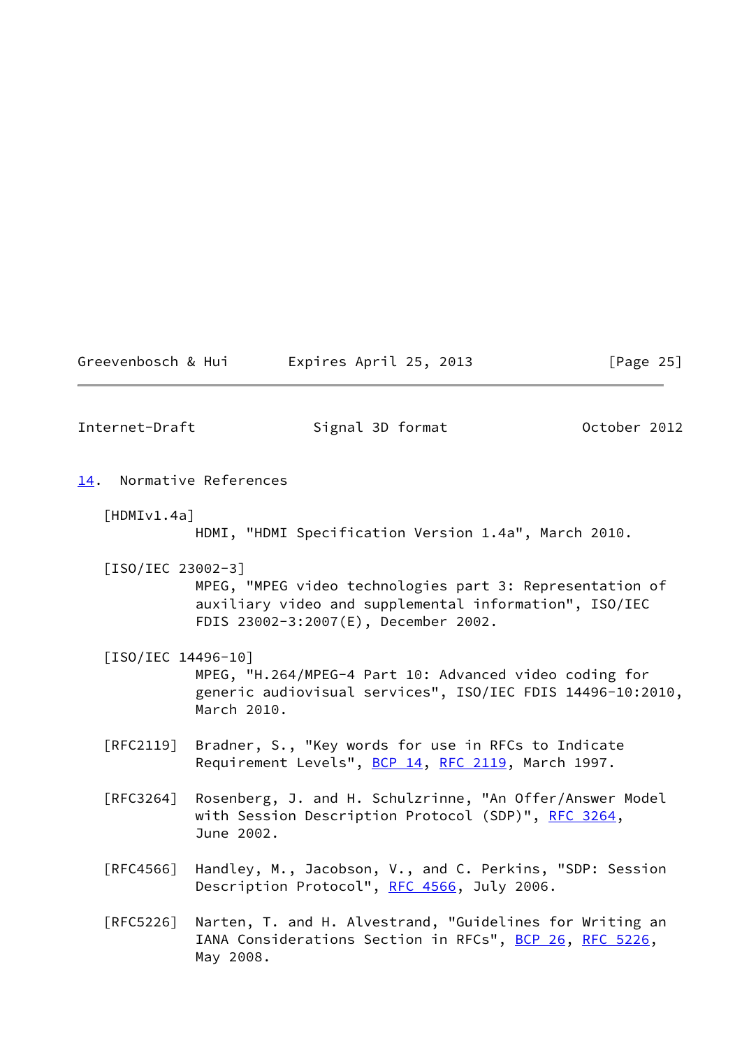## 14. Normative References

[HDMIv1.4a]
HDMI, "HDMI Specification Version 1.4a", March 2010.

[ISO/IEC 23002-3]
MPEG, "MPEG video technologies part 3: Representation of auxiliary video and supplemental information", ISO/IEC FDIS 23002-3:2007(E), December 2002.

[ISO/IEC 14496-10]
MPEG, "H.264/MPEG-4 Part 10: Advanced video coding for generic audiovisual services", ISO/IEC FDIS 14496-10:2010, March 2010.

[RFC2119] Bradner, S., "Key words for use in RFCs to Indicate Requirement Levels", BCP 14, RFC 2119, March 1997.

[RFC3264] Rosenberg, J. and H. Schulzrinne, "An Offer/Answer Model with Session Description Protocol (SDP)", RFC 3264, June 2002.

[RFC4566] Handley, M., Jacobson, V., and C. Perkins, "SDP: Session Description Protocol", RFC 4566, July 2006.

[RFC5226] Narten, T. and H. Alvestrand, "Guidelines for Writing an IANA Considerations Section in RFCs", BCP 26, RFC 5226, May 2008.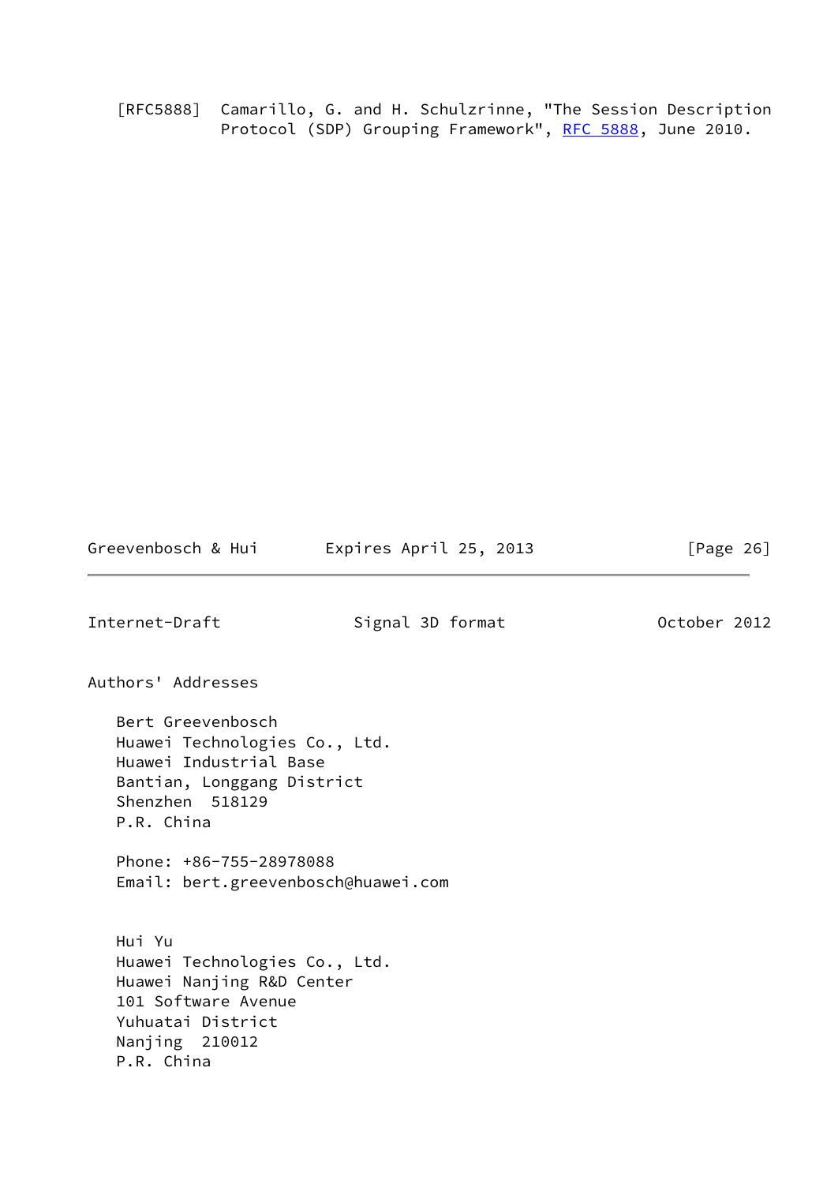[RFC5888]  Camarillo, G. and H. Schulzrinne, "The Session Description Protocol (SDP) Grouping Framework", RFC 5888, June 2010.

## Authors' Addresses

Bert Greevenbosch  
Huawei Technologies Co., Ltd.  
Huawei Industrial Base  
Bantian, Longgang District  
Shenzhen  518129  
P.R. China

Phone: +86-755-28978088  
Email: bert.greevenbosch@huawei.com

Hui Yu  
Huawei Technologies Co., Ltd.  
Huawei Nanjing R&D Center  
101 Software Avenue  
Yuhuatai District  
Nanjing  210012  
P.R. China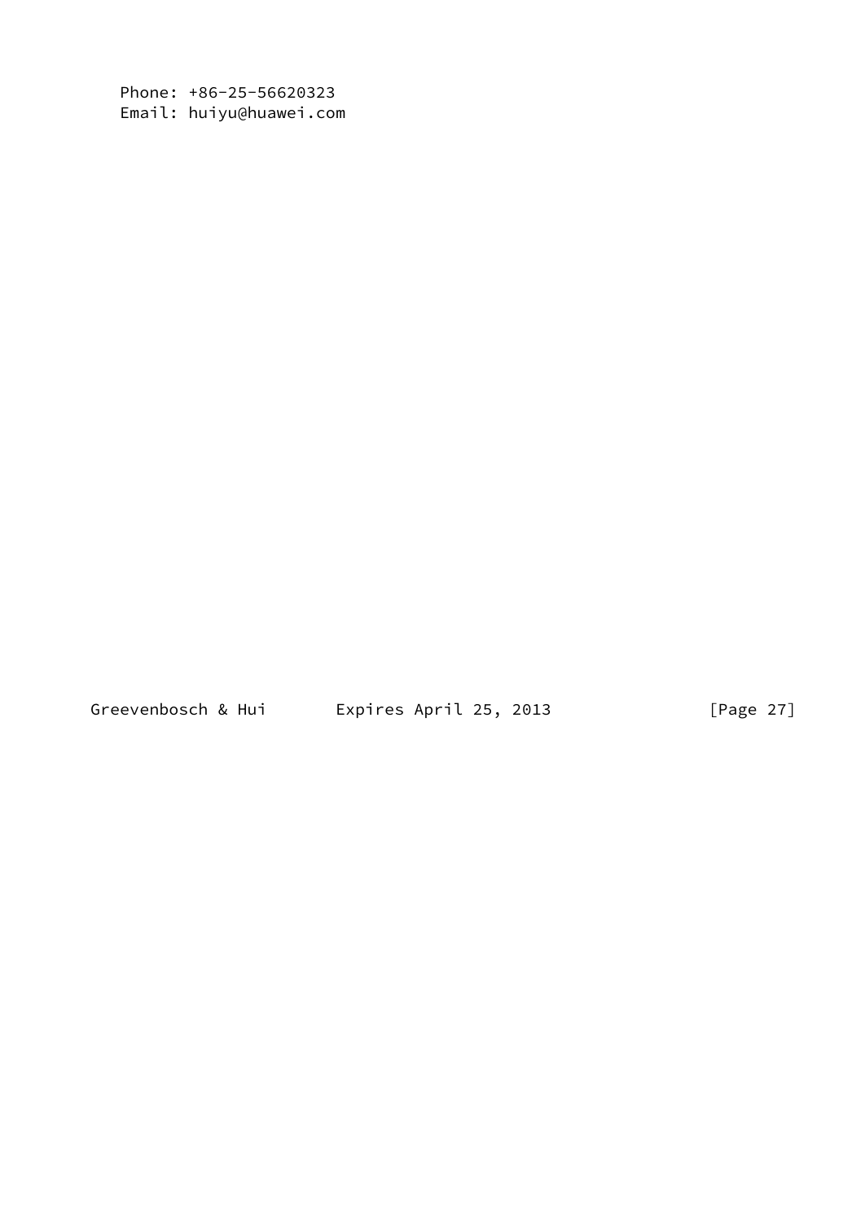Phone: +86-25-56620323
Email: huiyu@huawei.com